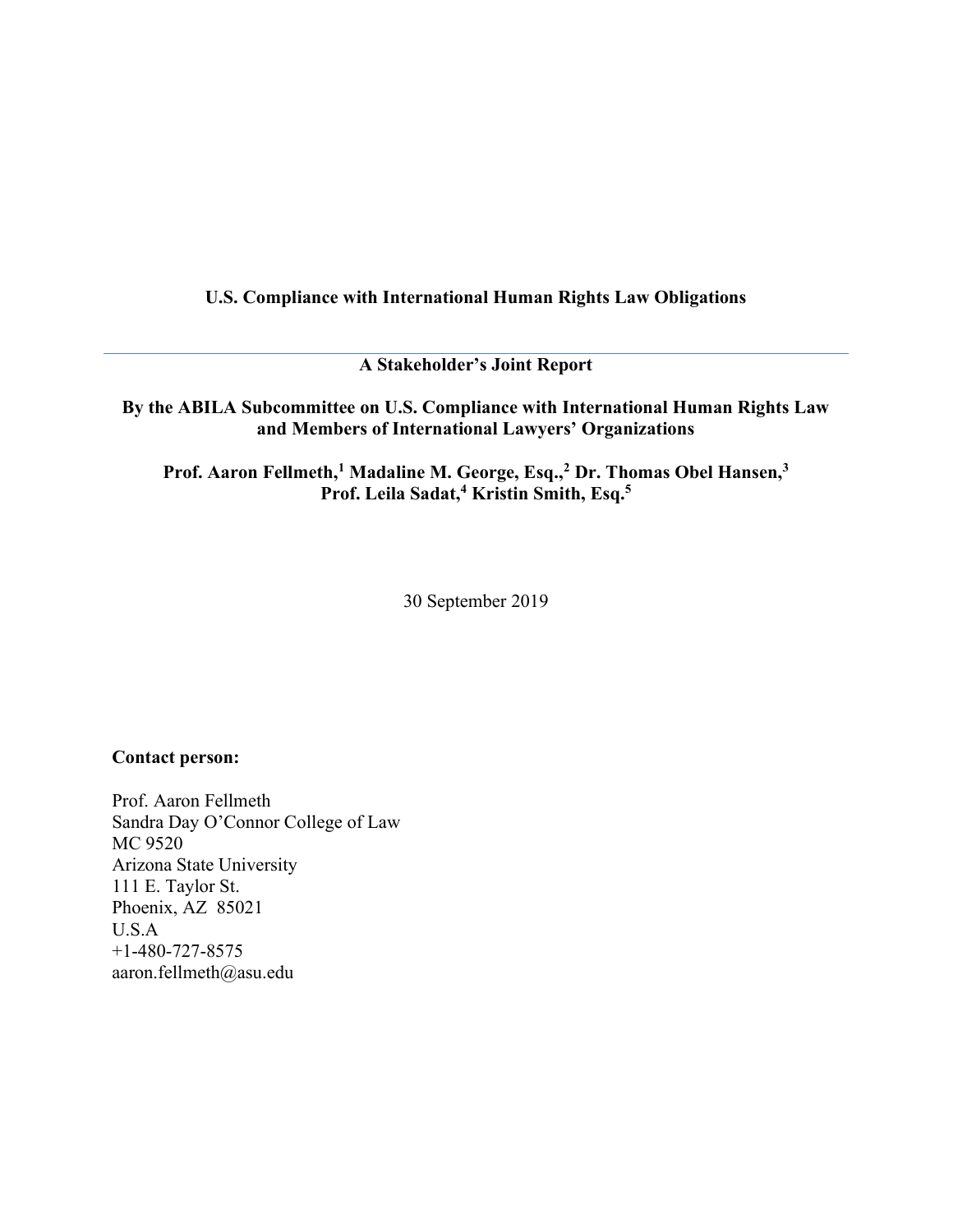**U.S. Compliance with International Human Rights Law Obligations**

---

**A Stakeholder's Joint Report**

**By the ABILA Subcommittee on U.S. Compliance with International Human Rights Law and Members of International Lawyers' Organizations**

**Prof. Aaron Fellmeth,[1] Madaline M. George, Esq.,[2] Dr. Thomas Obel Hansen,[3] Prof. Leila Sadat,[4] Kristin Smith, Esq.[5]**

30 September 2019

**Contact person:**

Prof. Aaron Fellmeth
Sandra Day O'Connor College of Law
MC 9520
Arizona State University
111 E. Taylor St.
Phoenix, AZ 85021
U.S.A
+1-480-727-8575
aaron.fellmeth@asu.edu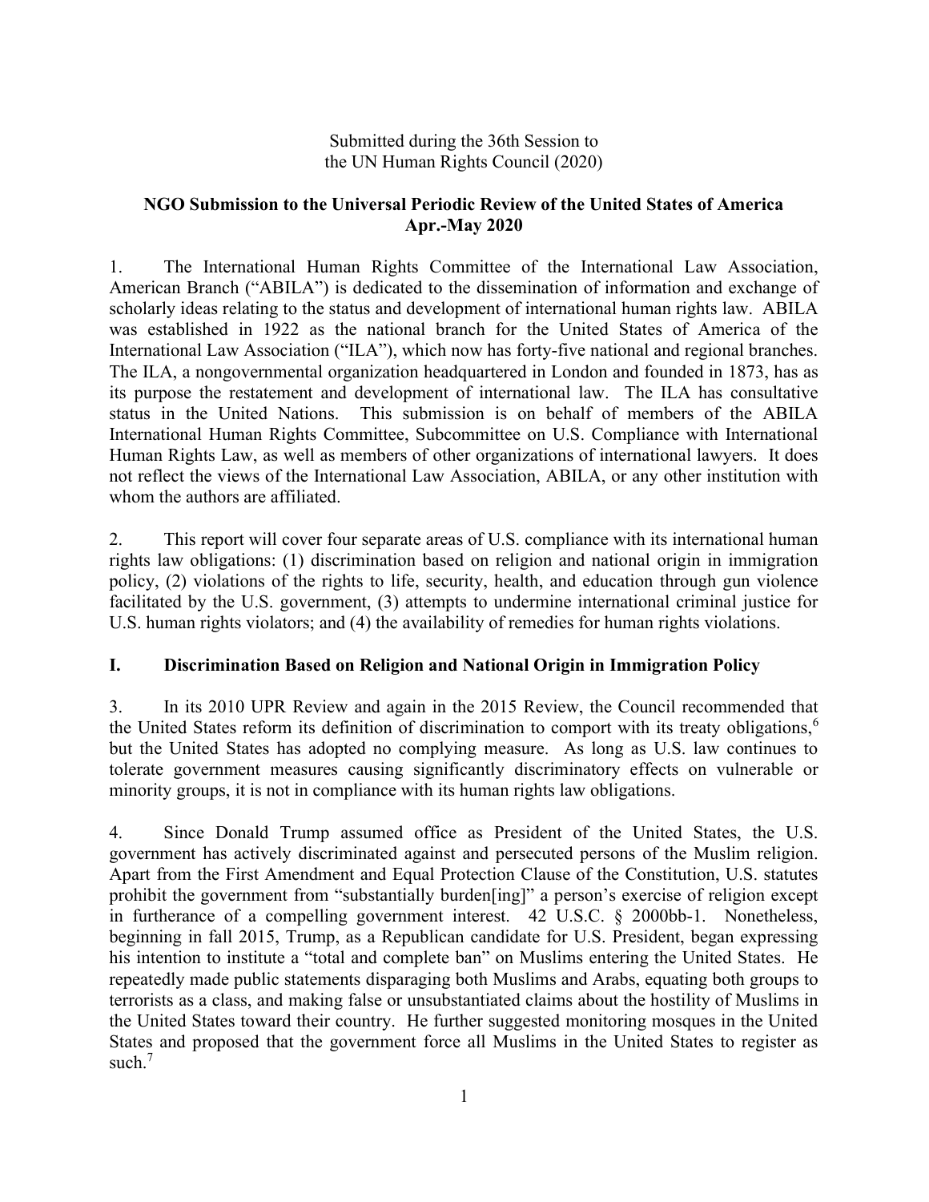Submitted during the 36th Session to
the UN Human Rights Council (2020)

**NGO Submission to the Universal Periodic Review of the United States of America**
**Apr.-May 2020**

1. The International Human Rights Committee of the International Law Association, American Branch ("ABILA") is dedicated to the dissemination of information and exchange of scholarly ideas relating to the status and development of international human rights law. ABILA was established in 1922 as the national branch for the United States of America of the International Law Association ("ILA"), which now has forty-five national and regional branches. The ILA, a nongovernmental organization headquartered in London and founded in 1873, has as its purpose the restatement and development of international law. The ILA has consultative status in the United Nations. This submission is on behalf of members of the ABILA International Human Rights Committee, Subcommittee on U.S. Compliance with International Human Rights Law, as well as members of other organizations of international lawyers. It does not reflect the views of the International Law Association, ABILA, or any other institution with whom the authors are affiliated.

2. This report will cover four separate areas of U.S. compliance with its international human rights law obligations: (1) discrimination based on religion and national origin in immigration policy, (2) violations of the rights to life, security, health, and education through gun violence facilitated by the U.S. government, (3) attempts to undermine international criminal justice for U.S. human rights violators; and (4) the availability of remedies for human rights violations.

## I. Discrimination Based on Religion and National Origin in Immigration Policy

3. In its 2010 UPR Review and again in the 2015 Review, the Council recommended that the United States reform its definition of discrimination to comport with its treaty obligations,[6] but the United States has adopted no complying measure. As long as U.S. law continues to tolerate government measures causing significantly discriminatory effects on vulnerable or minority groups, it is not in compliance with its human rights law obligations.

4. Since Donald Trump assumed office as President of the United States, the U.S. government has actively discriminated against and persecuted persons of the Muslim religion. Apart from the First Amendment and Equal Protection Clause of the Constitution, U.S. statutes prohibit the government from "substantially burden[ing]" a person's exercise of religion except in furtherance of a compelling government interest. 42 U.S.C. § 2000bb-1. Nonetheless, beginning in fall 2015, Trump, as a Republican candidate for U.S. President, began expressing his intention to institute a "total and complete ban" on Muslims entering the United States. He repeatedly made public statements disparaging both Muslims and Arabs, equating both groups to terrorists as a class, and making false or unsubstantiated claims about the hostility of Muslims in the United States toward their country. He further suggested monitoring mosques in the United States and proposed that the government force all Muslims in the United States to register as such.[7]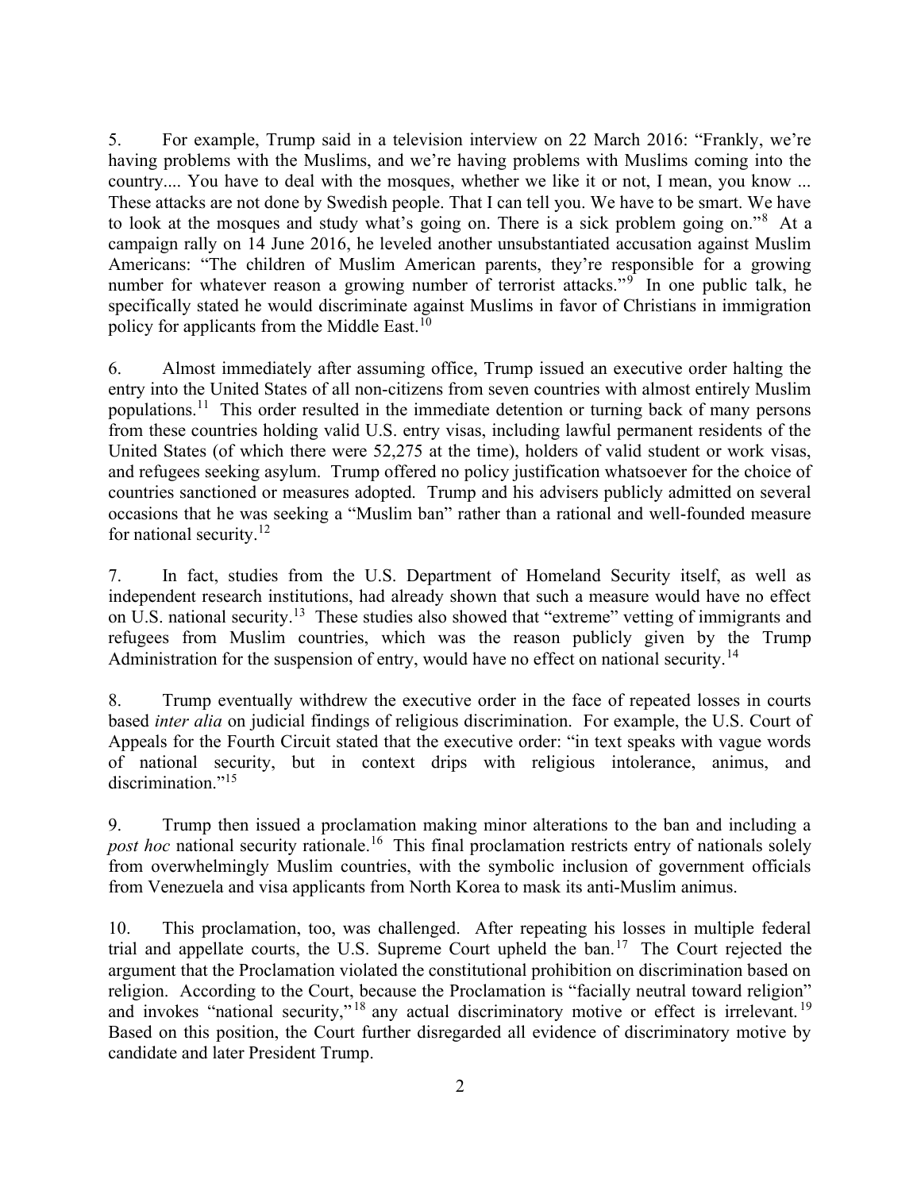5. For example, Trump said in a television interview on 22 March 2016: "Frankly, we're having problems with the Muslims, and we're having problems with Muslims coming into the country.... You have to deal with the mosques, whether we like it or not, I mean, you know ... These attacks are not done by Swedish people. That I can tell you. We have to be smart. We have to look at the mosques and study what's going on. There is a sick problem going on."[8] At a campaign rally on 14 June 2016, he leveled another unsubstantiated accusation against Muslim Americans: "The children of Muslim American parents, they're responsible for a growing number for whatever reason a growing number of terrorist attacks."[9] In one public talk, he specifically stated he would discriminate against Muslims in favor of Christians in immigration policy for applicants from the Middle East.[10]

6. Almost immediately after assuming office, Trump issued an executive order halting the entry into the United States of all non-citizens from seven countries with almost entirely Muslim populations.[11] This order resulted in the immediate detention or turning back of many persons from these countries holding valid U.S. entry visas, including lawful permanent residents of the United States (of which there were 52,275 at the time), holders of valid student or work visas, and refugees seeking asylum. Trump offered no policy justification whatsoever for the choice of countries sanctioned or measures adopted. Trump and his advisers publicly admitted on several occasions that he was seeking a "Muslim ban" rather than a rational and well-founded measure for national security.[12]

7. In fact, studies from the U.S. Department of Homeland Security itself, as well as independent research institutions, had already shown that such a measure would have no effect on U.S. national security.[13] These studies also showed that "extreme" vetting of immigrants and refugees from Muslim countries, which was the reason publicly given by the Trump Administration for the suspension of entry, would have no effect on national security.[14]

8. Trump eventually withdrew the executive order in the face of repeated losses in courts based *inter alia* on judicial findings of religious discrimination. For example, the U.S. Court of Appeals for the Fourth Circuit stated that the executive order: "in text speaks with vague words of national security, but in context drips with religious intolerance, animus, and discrimination."[15]

9. Trump then issued a proclamation making minor alterations to the ban and including a *post hoc* national security rationale.[16] This final proclamation restricts entry of nationals solely from overwhelmingly Muslim countries, with the symbolic inclusion of government officials from Venezuela and visa applicants from North Korea to mask its anti-Muslim animus.

10. This proclamation, too, was challenged. After repeating his losses in multiple federal trial and appellate courts, the U.S. Supreme Court upheld the ban.[17] The Court rejected the argument that the Proclamation violated the constitutional prohibition on discrimination based on religion. According to the Court, because the Proclamation is "facially neutral toward religion" and invokes "national security,"[18] any actual discriminatory motive or effect is irrelevant.[19] Based on this position, the Court further disregarded all evidence of discriminatory motive by candidate and later President Trump.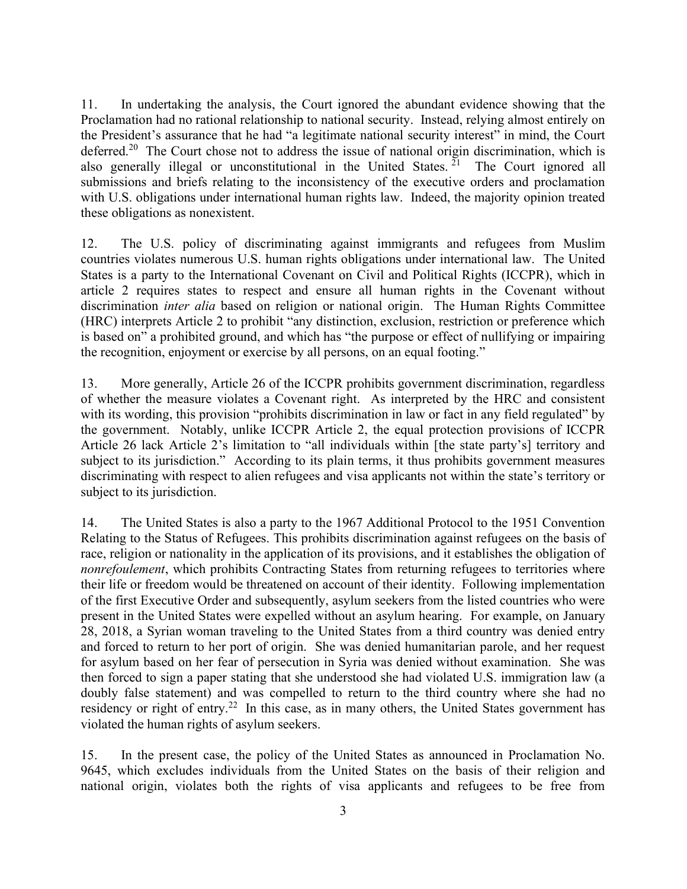11. In undertaking the analysis, the Court ignored the abundant evidence showing that the Proclamation had no rational relationship to national security. Instead, relying almost entirely on the President's assurance that he had "a legitimate national security interest" in mind, the Court deferred.[20] The Court chose not to address the issue of national origin discrimination, which is also generally illegal or unconstitutional in the United States.[21] The Court ignored all submissions and briefs relating to the inconsistency of the executive orders and proclamation with U.S. obligations under international human rights law. Indeed, the majority opinion treated these obligations as nonexistent.

12. The U.S. policy of discriminating against immigrants and refugees from Muslim countries violates numerous U.S. human rights obligations under international law. The United States is a party to the International Covenant on Civil and Political Rights (ICCPR), which in article 2 requires states to respect and ensure all human rights in the Covenant without discrimination *inter alia* based on religion or national origin. The Human Rights Committee (HRC) interprets Article 2 to prohibit "any distinction, exclusion, restriction or preference which is based on" a prohibited ground, and which has "the purpose or effect of nullifying or impairing the recognition, enjoyment or exercise by all persons, on an equal footing."

13. More generally, Article 26 of the ICCPR prohibits government discrimination, regardless of whether the measure violates a Covenant right. As interpreted by the HRC and consistent with its wording, this provision "prohibits discrimination in law or fact in any field regulated" by the government. Notably, unlike ICCPR Article 2, the equal protection provisions of ICCPR Article 26 lack Article 2's limitation to "all individuals within [the state party's] territory and subject to its jurisdiction." According to its plain terms, it thus prohibits government measures discriminating with respect to alien refugees and visa applicants not within the state's territory or subject to its jurisdiction.

14. The United States is also a party to the 1967 Additional Protocol to the 1951 Convention Relating to the Status of Refugees. This prohibits discrimination against refugees on the basis of race, religion or nationality in the application of its provisions, and it establishes the obligation of *nonrefoulement*, which prohibits Contracting States from returning refugees to territories where their life or freedom would be threatened on account of their identity. Following implementation of the first Executive Order and subsequently, asylum seekers from the listed countries who were present in the United States were expelled without an asylum hearing. For example, on January 28, 2018, a Syrian woman traveling to the United States from a third country was denied entry and forced to return to her port of origin. She was denied humanitarian parole, and her request for asylum based on her fear of persecution in Syria was denied without examination. She was then forced to sign a paper stating that she understood she had violated U.S. immigration law (a doubly false statement) and was compelled to return to the third country where she had no residency or right of entry.[22] In this case, as in many others, the United States government has violated the human rights of asylum seekers.

15. In the present case, the policy of the United States as announced in Proclamation No. 9645, which excludes individuals from the United States on the basis of their religion and national origin, violates both the rights of visa applicants and refugees to be free from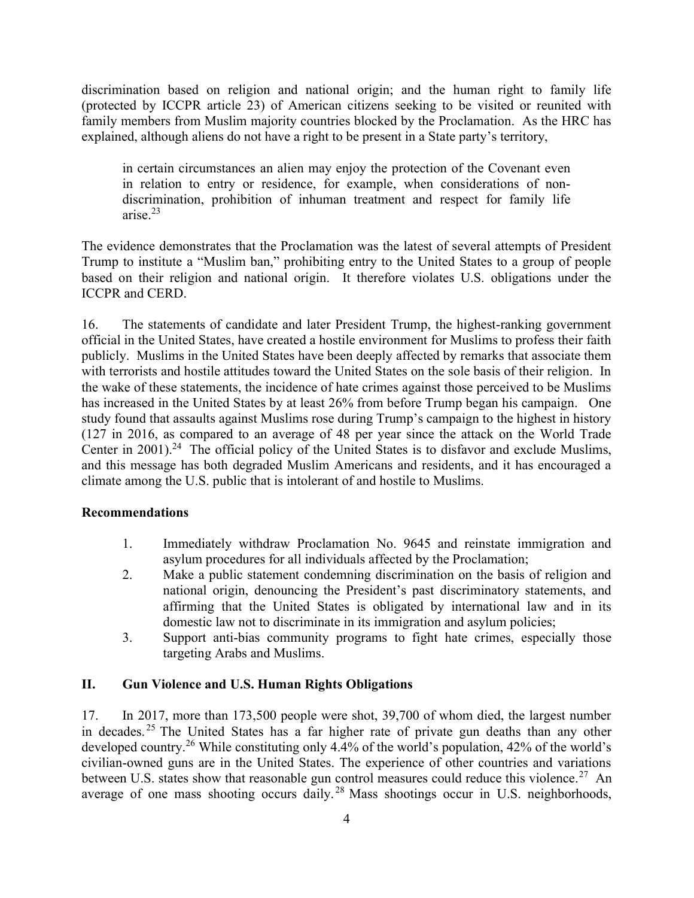discrimination based on religion and national origin; and the human right to family life (protected by ICCPR article 23) of American citizens seeking to be visited or reunited with family members from Muslim majority countries blocked by the Proclamation. As the HRC has explained, although aliens do not have a right to be present in a State party's territory,

> in certain circumstances an alien may enjoy the protection of the Covenant even in relation to entry or residence, for example, when considerations of non-discrimination, prohibition of inhuman treatment and respect for family life arise.[23]

The evidence demonstrates that the Proclamation was the latest of several attempts of President Trump to institute a "Muslim ban," prohibiting entry to the United States to a group of people based on their religion and national origin. It therefore violates U.S. obligations under the ICCPR and CERD.

16. The statements of candidate and later President Trump, the highest-ranking government official in the United States, have created a hostile environment for Muslims to profess their faith publicly. Muslims in the United States have been deeply affected by remarks that associate them with terrorists and hostile attitudes toward the United States on the sole basis of their religion. In the wake of these statements, the incidence of hate crimes against those perceived to be Muslims has increased in the United States by at least 26% from before Trump began his campaign. One study found that assaults against Muslims rose during Trump's campaign to the highest in history (127 in 2016, as compared to an average of 48 per year since the attack on the World Trade Center in 2001).[24] The official policy of the United States is to disfavor and exclude Muslims, and this message has both degraded Muslim Americans and residents, and it has encouraged a climate among the U.S. public that is intolerant of and hostile to Muslims.

**Recommendations**

1. Immediately withdraw Proclamation No. 9645 and reinstate immigration and asylum procedures for all individuals affected by the Proclamation;
2. Make a public statement condemning discrimination on the basis of religion and national origin, denouncing the President's past discriminatory statements, and affirming that the United States is obligated by international law and in its domestic law not to discriminate in its immigration and asylum policies;
3. Support anti-bias community programs to fight hate crimes, especially those targeting Arabs and Muslims.

## II. Gun Violence and U.S. Human Rights Obligations

17. In 2017, more than 173,500 people were shot, 39,700 of whom died, the largest number in decades.[25] The United States has a far higher rate of private gun deaths than any other developed country.[26] While constituting only 4.4% of the world's population, 42% of the world's civilian-owned guns are in the United States. The experience of other countries and variations between U.S. states show that reasonable gun control measures could reduce this violence.[27] An average of one mass shooting occurs daily.[28] Mass shootings occur in U.S. neighborhoods,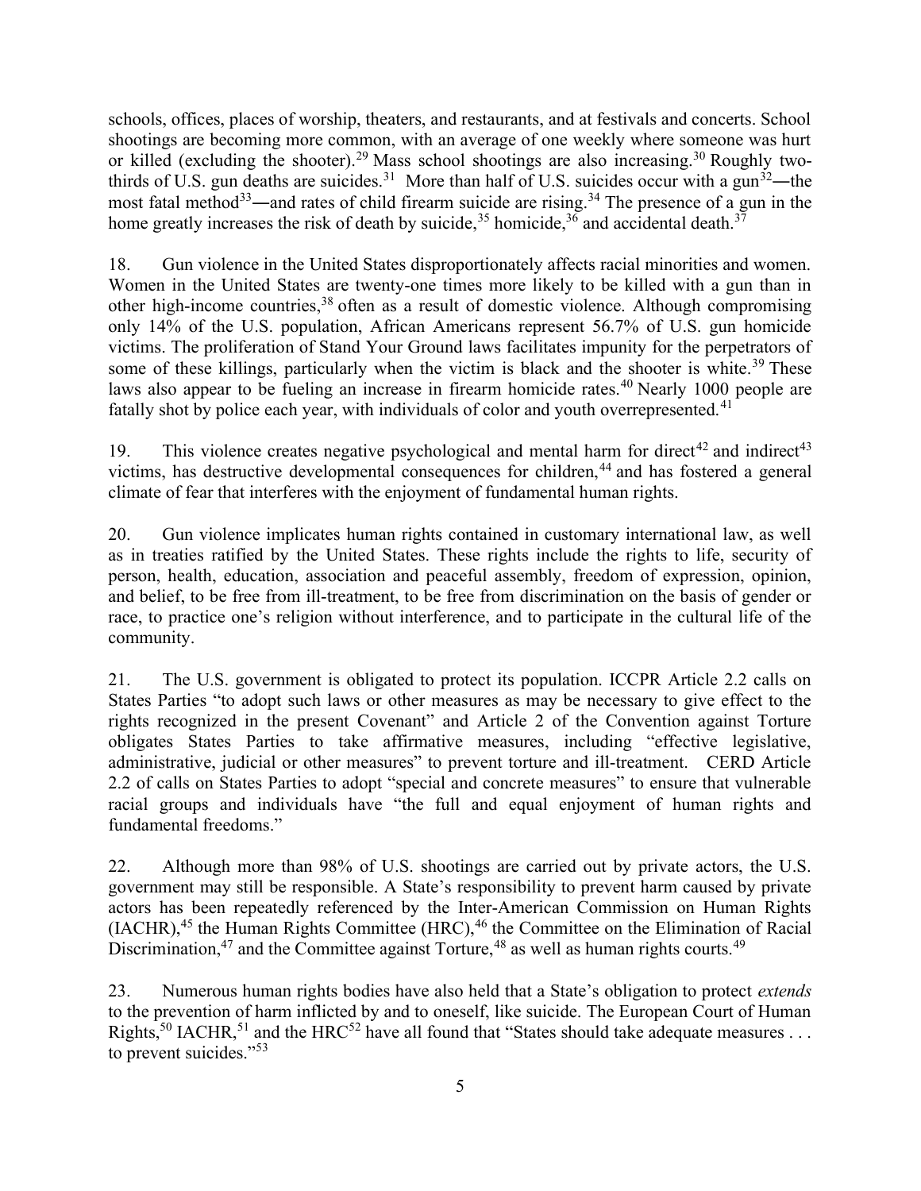schools, offices, places of worship, theaters, and restaurants, and at festivals and concerts. School shootings are becoming more common, with an average of one weekly where someone was hurt or killed (excluding the shooter).[29] Mass school shootings are also increasing.[30] Roughly two-thirds of U.S. gun deaths are suicides.[31] More than half of U.S. suicides occur with a gun[32]—the most fatal method[33]—and rates of child firearm suicide are rising.[34] The presence of a gun in the home greatly increases the risk of death by suicide,[35] homicide,[36] and accidental death.[37]

18. Gun violence in the United States disproportionately affects racial minorities and women. Women in the United States are twenty-one times more likely to be killed with a gun than in other high-income countries,[38] often as a result of domestic violence. Although compromising only 14% of the U.S. population, African Americans represent 56.7% of U.S. gun homicide victims. The proliferation of Stand Your Ground laws facilitates impunity for the perpetrators of some of these killings, particularly when the victim is black and the shooter is white.[39] These laws also appear to be fueling an increase in firearm homicide rates.[40] Nearly 1000 people are fatally shot by police each year, with individuals of color and youth overrepresented.[41]

19. This violence creates negative psychological and mental harm for direct[42] and indirect[43] victims, has destructive developmental consequences for children,[44] and has fostered a general climate of fear that interferes with the enjoyment of fundamental human rights.

20. Gun violence implicates human rights contained in customary international law, as well as in treaties ratified by the United States. These rights include the rights to life, security of person, health, education, association and peaceful assembly, freedom of expression, opinion, and belief, to be free from ill-treatment, to be free from discrimination on the basis of gender or race, to practice one's religion without interference, and to participate in the cultural life of the community.

21. The U.S. government is obligated to protect its population. ICCPR Article 2.2 calls on States Parties "to adopt such laws or other measures as may be necessary to give effect to the rights recognized in the present Covenant" and Article 2 of the Convention against Torture obligates States Parties to take affirmative measures, including "effective legislative, administrative, judicial or other measures" to prevent torture and ill-treatment. CERD Article 2.2 of calls on States Parties to adopt "special and concrete measures" to ensure that vulnerable racial groups and individuals have "the full and equal enjoyment of human rights and fundamental freedoms."

22. Although more than 98% of U.S. shootings are carried out by private actors, the U.S. government may still be responsible. A State's responsibility to prevent harm caused by private actors has been repeatedly referenced by the Inter-American Commission on Human Rights (IACHR),[45] the Human Rights Committee (HRC),[46] the Committee on the Elimination of Racial Discrimination,[47] and the Committee against Torture,[48] as well as human rights courts.[49]

23. Numerous human rights bodies have also held that a State's obligation to protect *extends* to the prevention of harm inflicted by and to oneself, like suicide. The European Court of Human Rights,[50] IACHR,[51] and the HRC[52] have all found that "States should take adequate measures . . . to prevent suicides."[53]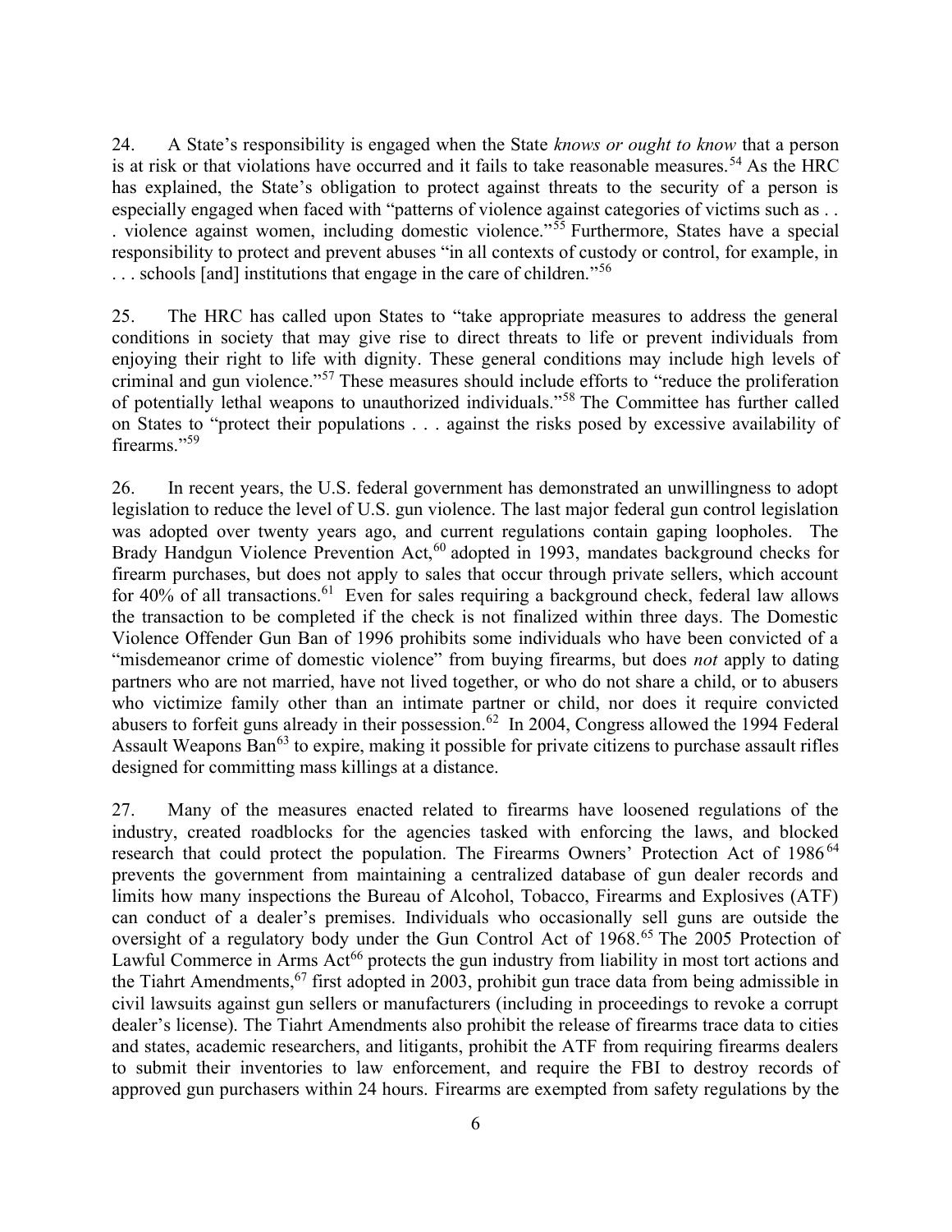24. A State's responsibility is engaged when the State *knows or ought to know* that a person is at risk or that violations have occurred and it fails to take reasonable measures.[54] As the HRC has explained, the State's obligation to protect against threats to the security of a person is especially engaged when faced with "patterns of violence against categories of victims such as . . . violence against women, including domestic violence."[55] Furthermore, States have a special responsibility to protect and prevent abuses "in all contexts of custody or control, for example, in . . . schools [and] institutions that engage in the care of children."[56]

25. The HRC has called upon States to "take appropriate measures to address the general conditions in society that may give rise to direct threats to life or prevent individuals from enjoying their right to life with dignity. These general conditions may include high levels of criminal and gun violence."[57] These measures should include efforts to "reduce the proliferation of potentially lethal weapons to unauthorized individuals."[58] The Committee has further called on States to "protect their populations . . . against the risks posed by excessive availability of firearms."[59]

26. In recent years, the U.S. federal government has demonstrated an unwillingness to adopt legislation to reduce the level of U.S. gun violence. The last major federal gun control legislation was adopted over twenty years ago, and current regulations contain gaping loopholes. The Brady Handgun Violence Prevention Act,[60] adopted in 1993, mandates background checks for firearm purchases, but does not apply to sales that occur through private sellers, which account for 40% of all transactions.[61] Even for sales requiring a background check, federal law allows the transaction to be completed if the check is not finalized within three days. The Domestic Violence Offender Gun Ban of 1996 prohibits some individuals who have been convicted of a "misdemeanor crime of domestic violence" from buying firearms, but does *not* apply to dating partners who are not married, have not lived together, or who do not share a child, or to abusers who victimize family other than an intimate partner or child, nor does it require convicted abusers to forfeit guns already in their possession.[62] In 2004, Congress allowed the 1994 Federal Assault Weapons Ban[63] to expire, making it possible for private citizens to purchase assault rifles designed for committing mass killings at a distance.

27. Many of the measures enacted related to firearms have loosened regulations of the industry, created roadblocks for the agencies tasked with enforcing the laws, and blocked research that could protect the population. The Firearms Owners' Protection Act of 1986[64] prevents the government from maintaining a centralized database of gun dealer records and limits how many inspections the Bureau of Alcohol, Tobacco, Firearms and Explosives (ATF) can conduct of a dealer's premises. Individuals who occasionally sell guns are outside the oversight of a regulatory body under the Gun Control Act of 1968.[65] The 2005 Protection of Lawful Commerce in Arms Act[66] protects the gun industry from liability in most tort actions and the Tiahrt Amendments,[67] first adopted in 2003, prohibit gun trace data from being admissible in civil lawsuits against gun sellers or manufacturers (including in proceedings to revoke a corrupt dealer's license). The Tiahrt Amendments also prohibit the release of firearms trace data to cities and states, academic researchers, and litigants, prohibit the ATF from requiring firearms dealers to submit their inventories to law enforcement, and require the FBI to destroy records of approved gun purchasers within 24 hours. Firearms are exempted from safety regulations by the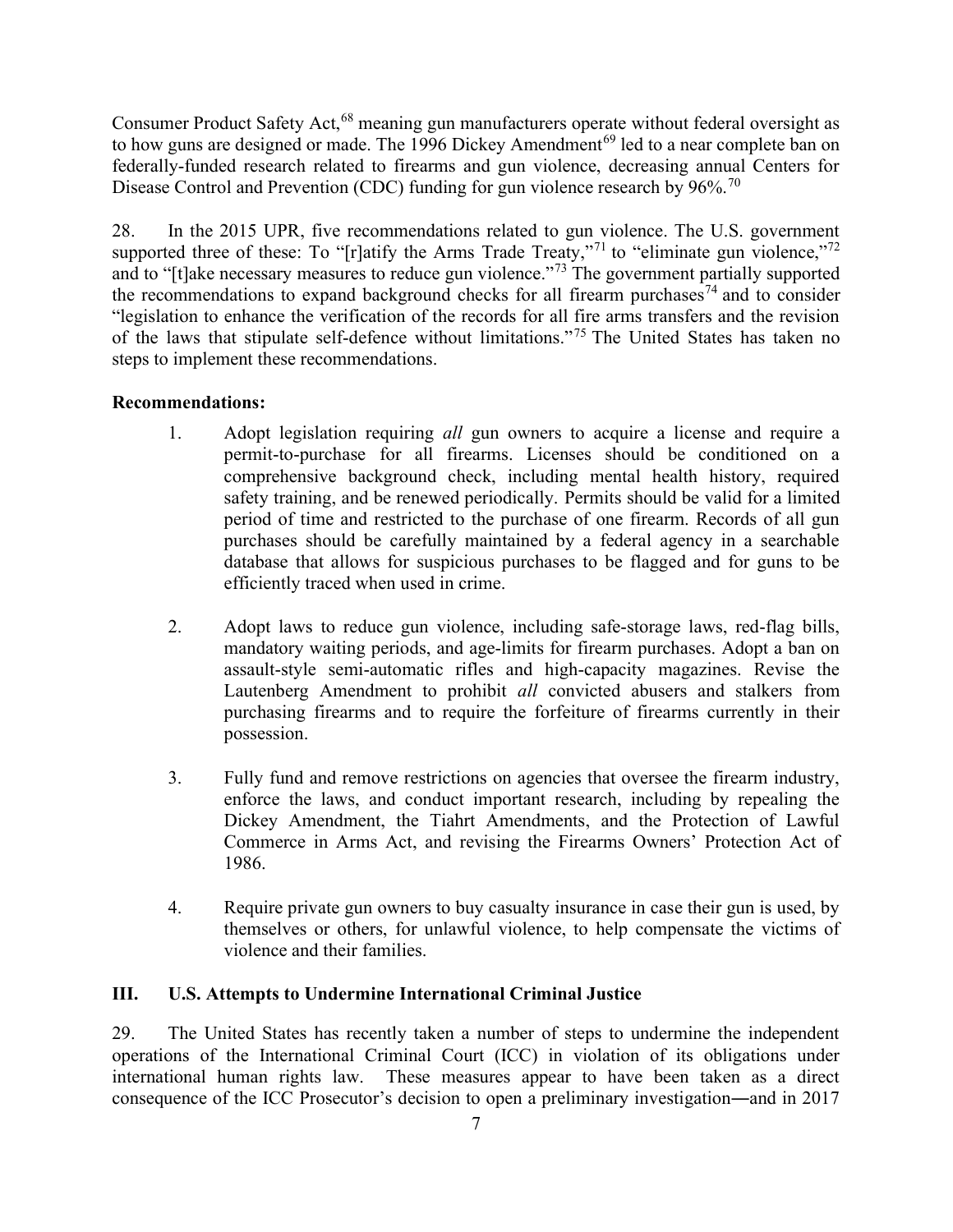Consumer Product Safety Act,[68] meaning gun manufacturers operate without federal oversight as to how guns are designed or made. The 1996 Dickey Amendment[69] led to a near complete ban on federally-funded research related to firearms and gun violence, decreasing annual Centers for Disease Control and Prevention (CDC) funding for gun violence research by 96%.[70]

28. In the 2015 UPR, five recommendations related to gun violence. The U.S. government supported three of these: To "[r]atify the Arms Trade Treaty,"[71] to "eliminate gun violence,"[72] and to "[t]ake necessary measures to reduce gun violence."[73] The government partially supported the recommendations to expand background checks for all firearm purchases[74] and to consider "legislation to enhance the verification of the records for all fire arms transfers and the revision of the laws that stipulate self-defence without limitations."[75] The United States has taken no steps to implement these recommendations.

**Recommendations:**

1. Adopt legislation requiring *all* gun owners to acquire a license and require a permit-to-purchase for all firearms. Licenses should be conditioned on a comprehensive background check, including mental health history, required safety training, and be renewed periodically. Permits should be valid for a limited period of time and restricted to the purchase of one firearm. Records of all gun purchases should be carefully maintained by a federal agency in a searchable database that allows for suspicious purchases to be flagged and for guns to be efficiently traced when used in crime.

2. Adopt laws to reduce gun violence, including safe-storage laws, red-flag bills, mandatory waiting periods, and age-limits for firearm purchases. Adopt a ban on assault-style semi-automatic rifles and high-capacity magazines. Revise the Lautenberg Amendment to prohibit *all* convicted abusers and stalkers from purchasing firearms and to require the forfeiture of firearms currently in their possession.

3. Fully fund and remove restrictions on agencies that oversee the firearm industry, enforce the laws, and conduct important research, including by repealing the Dickey Amendment, the Tiahrt Amendments, and the Protection of Lawful Commerce in Arms Act, and revising the Firearms Owners' Protection Act of 1986.

4. Require private gun owners to buy casualty insurance in case their gun is used, by themselves or others, for unlawful violence, to help compensate the victims of violence and their families.

## III. U.S. Attempts to Undermine International Criminal Justice

29. The United States has recently taken a number of steps to undermine the independent operations of the International Criminal Court (ICC) in violation of its obligations under international human rights law. These measures appear to have been taken as a direct consequence of the ICC Prosecutor's decision to open a preliminary investigation—and in 2017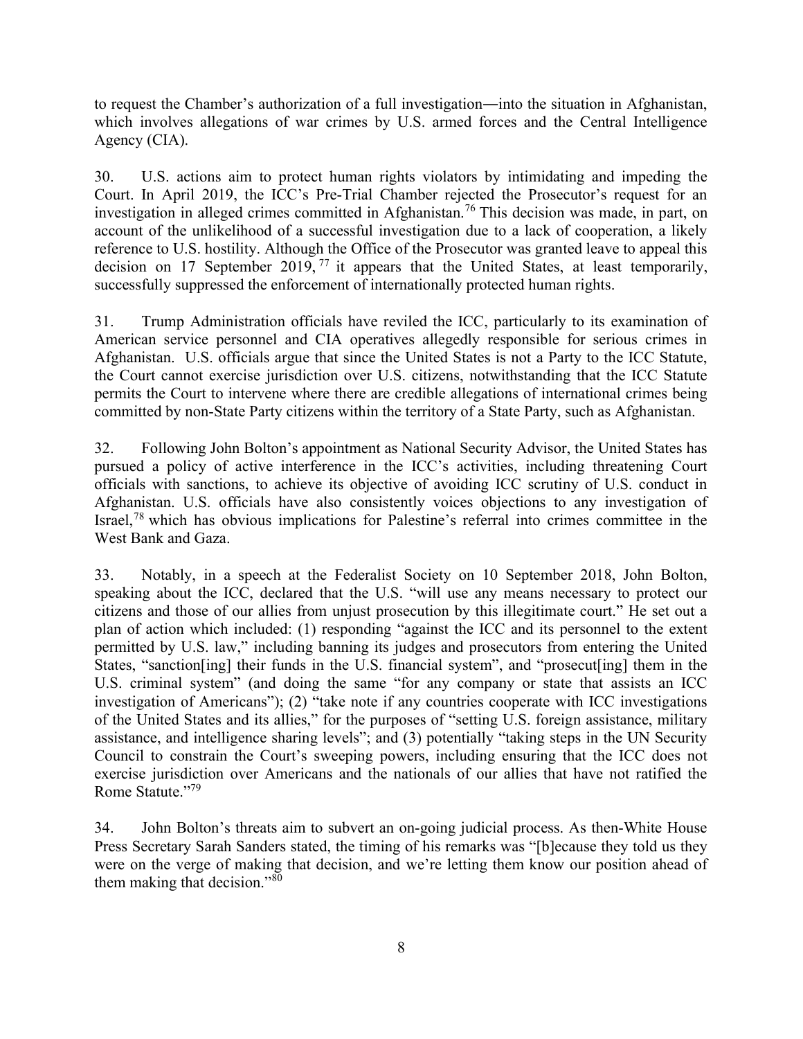to request the Chamber's authorization of a full investigation―into the situation in Afghanistan, which involves allegations of war crimes by U.S. armed forces and the Central Intelligence Agency (CIA).

30. U.S. actions aim to protect human rights violators by intimidating and impeding the Court. In April 2019, the ICC's Pre-Trial Chamber rejected the Prosecutor's request for an investigation in alleged crimes committed in Afghanistan.[76] This decision was made, in part, on account of the unlikelihood of a successful investigation due to a lack of cooperation, a likely reference to U.S. hostility. Although the Office of the Prosecutor was granted leave to appeal this decision on 17 September 2019,[77] it appears that the United States, at least temporarily, successfully suppressed the enforcement of internationally protected human rights.

31. Trump Administration officials have reviled the ICC, particularly to its examination of American service personnel and CIA operatives allegedly responsible for serious crimes in Afghanistan. U.S. officials argue that since the United States is not a Party to the ICC Statute, the Court cannot exercise jurisdiction over U.S. citizens, notwithstanding that the ICC Statute permits the Court to intervene where there are credible allegations of international crimes being committed by non-State Party citizens within the territory of a State Party, such as Afghanistan.

32. Following John Bolton's appointment as National Security Advisor, the United States has pursued a policy of active interference in the ICC's activities, including threatening Court officials with sanctions, to achieve its objective of avoiding ICC scrutiny of U.S. conduct in Afghanistan. U.S. officials have also consistently voices objections to any investigation of Israel,[78] which has obvious implications for Palestine's referral into crimes committee in the West Bank and Gaza.

33. Notably, in a speech at the Federalist Society on 10 September 2018, John Bolton, speaking about the ICC, declared that the U.S. "will use any means necessary to protect our citizens and those of our allies from unjust prosecution by this illegitimate court." He set out a plan of action which included: (1) responding "against the ICC and its personnel to the extent permitted by U.S. law," including banning its judges and prosecutors from entering the United States, "sanction[ing] their funds in the U.S. financial system", and "prosecut[ing] them in the U.S. criminal system" (and doing the same "for any company or state that assists an ICC investigation of Americans"); (2) "take note if any countries cooperate with ICC investigations of the United States and its allies," for the purposes of "setting U.S. foreign assistance, military assistance, and intelligence sharing levels"; and (3) potentially "taking steps in the UN Security Council to constrain the Court's sweeping powers, including ensuring that the ICC does not exercise jurisdiction over Americans and the nationals of our allies that have not ratified the Rome Statute."[79]

34. John Bolton's threats aim to subvert an on-going judicial process. As then-White House Press Secretary Sarah Sanders stated, the timing of his remarks was "[b]ecause they told us they were on the verge of making that decision, and we're letting them know our position ahead of them making that decision."[80]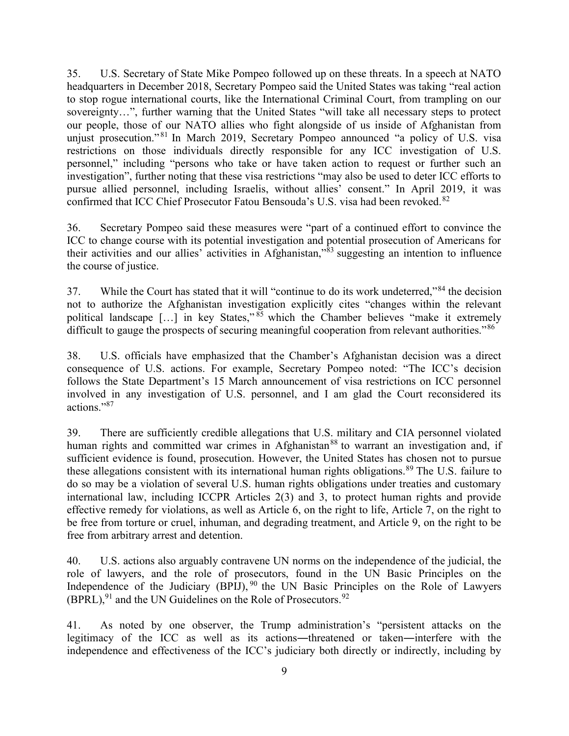35. U.S. Secretary of State Mike Pompeo followed up on these threats. In a speech at NATO headquarters in December 2018, Secretary Pompeo said the United States was taking "real action to stop rogue international courts, like the International Criminal Court, from trampling on our sovereignty…", further warning that the United States "will take all necessary steps to protect our people, those of our NATO allies who fight alongside of us inside of Afghanistan from unjust prosecution."[81] In March 2019, Secretary Pompeo announced "a policy of U.S. visa restrictions on those individuals directly responsible for any ICC investigation of U.S. personnel," including "persons who take or have taken action to request or further such an investigation", further noting that these visa restrictions "may also be used to deter ICC efforts to pursue allied personnel, including Israelis, without allies' consent." In April 2019, it was confirmed that ICC Chief Prosecutor Fatou Bensouda's U.S. visa had been revoked.[82]

36. Secretary Pompeo said these measures were "part of a continued effort to convince the ICC to change course with its potential investigation and potential prosecution of Americans for their activities and our allies' activities in Afghanistan,"[83] suggesting an intention to influence the course of justice.

37. While the Court has stated that it will "continue to do its work undeterred,"[84] the decision not to authorize the Afghanistan investigation explicitly cites "changes within the relevant political landscape […] in key States,"[85] which the Chamber believes "make it extremely difficult to gauge the prospects of securing meaningful cooperation from relevant authorities."[86]

38. U.S. officials have emphasized that the Chamber's Afghanistan decision was a direct consequence of U.S. actions. For example, Secretary Pompeo noted: "The ICC's decision follows the State Department's 15 March announcement of visa restrictions on ICC personnel involved in any investigation of U.S. personnel, and I am glad the Court reconsidered its actions."[87]

39. There are sufficiently credible allegations that U.S. military and CIA personnel violated human rights and committed war crimes in Afghanistan[88] to warrant an investigation and, if sufficient evidence is found, prosecution. However, the United States has chosen not to pursue these allegations consistent with its international human rights obligations.[89] The U.S. failure to do so may be a violation of several U.S. human rights obligations under treaties and customary international law, including ICCPR Articles 2(3) and 3, to protect human rights and provide effective remedy for violations, as well as Article 6, on the right to life, Article 7, on the right to be free from torture or cruel, inhuman, and degrading treatment, and Article 9, on the right to be free from arbitrary arrest and detention.

40. U.S. actions also arguably contravene UN norms on the independence of the judicial, the role of lawyers, and the role of prosecutors, found in the UN Basic Principles on the Independence of the Judiciary (BPIJ),[90] the UN Basic Principles on the Role of Lawyers (BPRL),[91] and the UN Guidelines on the Role of Prosecutors.[92]

41. As noted by one observer, the Trump administration's "persistent attacks on the legitimacy of the ICC as well as its actions―threatened or taken―interfere with the independence and effectiveness of the ICC's judiciary both directly or indirectly, including by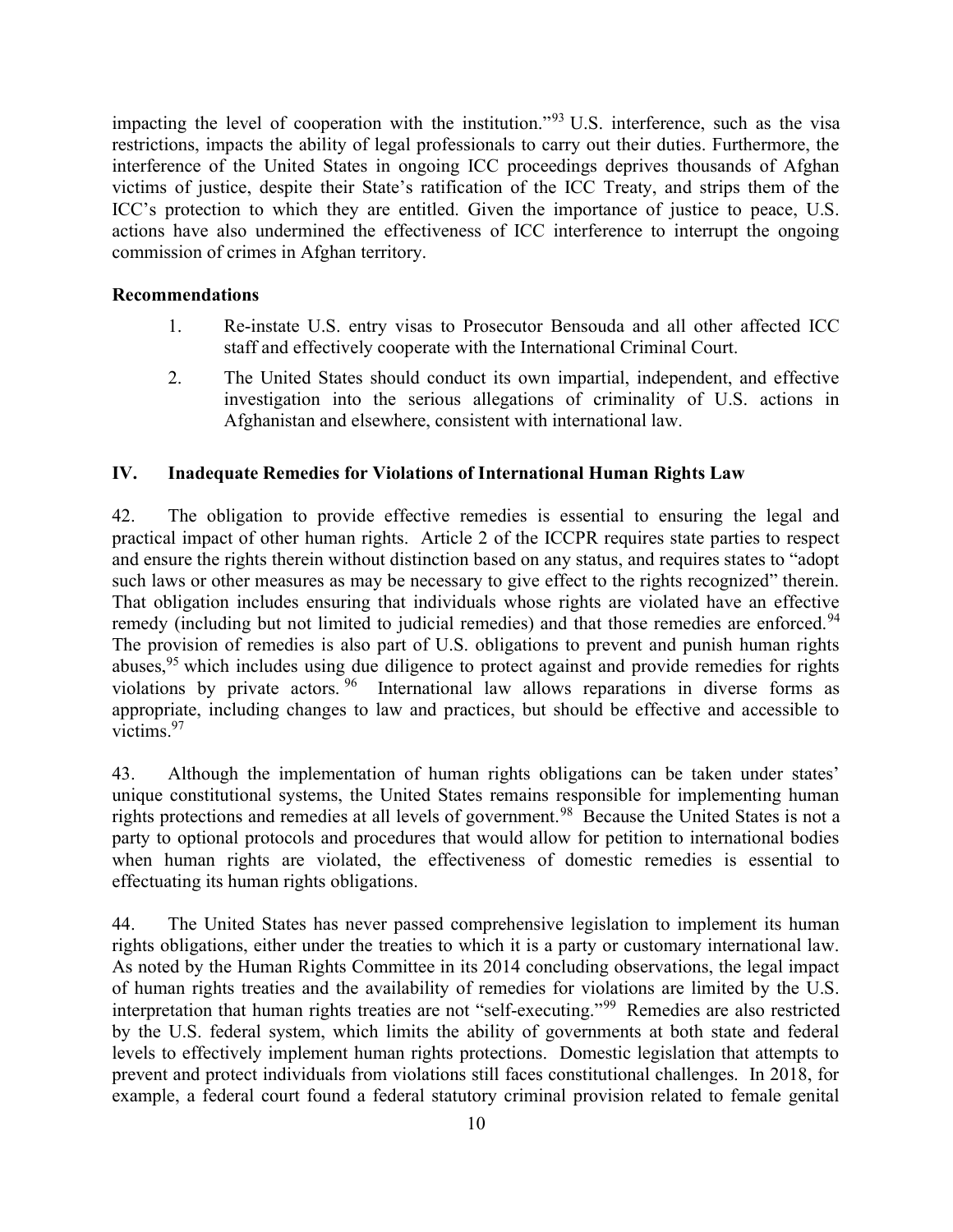impacting the level of cooperation with the institution."[93] U.S. interference, such as the visa restrictions, impacts the ability of legal professionals to carry out their duties. Furthermore, the interference of the United States in ongoing ICC proceedings deprives thousands of Afghan victims of justice, despite their State's ratification of the ICC Treaty, and strips them of the ICC's protection to which they are entitled. Given the importance of justice to peace, U.S. actions have also undermined the effectiveness of ICC interference to interrupt the ongoing commission of crimes in Afghan territory.

**Recommendations**

1. Re-instate U.S. entry visas to Prosecutor Bensouda and all other affected ICC staff and effectively cooperate with the International Criminal Court.
2. The United States should conduct its own impartial, independent, and effective investigation into the serious allegations of criminality of U.S. actions in Afghanistan and elsewhere, consistent with international law.

## IV. Inadequate Remedies for Violations of International Human Rights Law

42. The obligation to provide effective remedies is essential to ensuring the legal and practical impact of other human rights. Article 2 of the ICCPR requires state parties to respect and ensure the rights therein without distinction based on any status, and requires states to "adopt such laws or other measures as may be necessary to give effect to the rights recognized" therein. That obligation includes ensuring that individuals whose rights are violated have an effective remedy (including but not limited to judicial remedies) and that those remedies are enforced.[94] The provision of remedies is also part of U.S. obligations to prevent and punish human rights abuses,[95] which includes using due diligence to protect against and provide remedies for rights violations by private actors.[96] International law allows reparations in diverse forms as appropriate, including changes to law and practices, but should be effective and accessible to victims.[97]

43. Although the implementation of human rights obligations can be taken under states' unique constitutional systems, the United States remains responsible for implementing human rights protections and remedies at all levels of government.[98] Because the United States is not a party to optional protocols and procedures that would allow for petition to international bodies when human rights are violated, the effectiveness of domestic remedies is essential to effectuating its human rights obligations.

44. The United States has never passed comprehensive legislation to implement its human rights obligations, either under the treaties to which it is a party or customary international law. As noted by the Human Rights Committee in its 2014 concluding observations, the legal impact of human rights treaties and the availability of remedies for violations are limited by the U.S. interpretation that human rights treaties are not "self-executing."[99] Remedies are also restricted by the U.S. federal system, which limits the ability of governments at both state and federal levels to effectively implement human rights protections. Domestic legislation that attempts to prevent and protect individuals from violations still faces constitutional challenges. In 2018, for example, a federal court found a federal statutory criminal provision related to female genital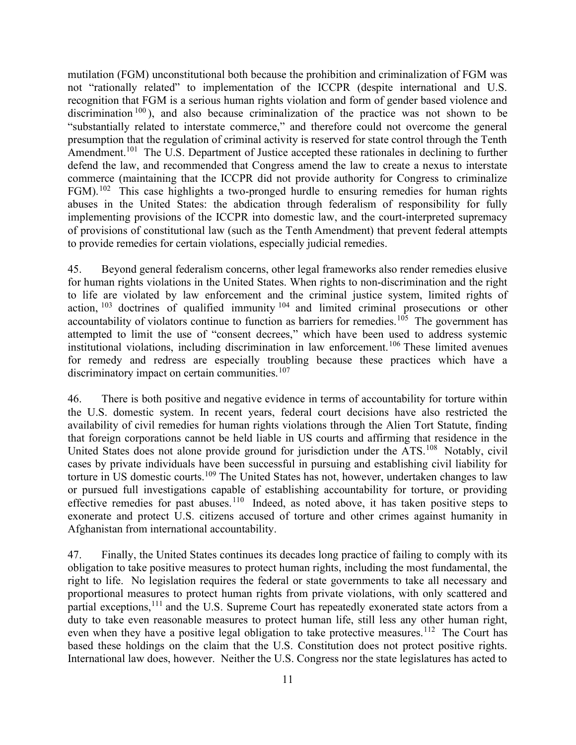mutilation (FGM) unconstitutional both because the prohibition and criminalization of FGM was not "rationally related" to implementation of the ICCPR (despite international and U.S. recognition that FGM is a serious human rights violation and form of gender based violence and discrimination[100]), and also because criminalization of the practice was not shown to be "substantially related to interstate commerce," and therefore could not overcome the general presumption that the regulation of criminal activity is reserved for state control through the Tenth Amendment.[101] The U.S. Department of Justice accepted these rationales in declining to further defend the law, and recommended that Congress amend the law to create a nexus to interstate commerce (maintaining that the ICCPR did not provide authority for Congress to criminalize FGM).[102] This case highlights a two-pronged hurdle to ensuring remedies for human rights abuses in the United States: the abdication through federalism of responsibility for fully implementing provisions of the ICCPR into domestic law, and the court-interpreted supremacy of provisions of constitutional law (such as the Tenth Amendment) that prevent federal attempts to provide remedies for certain violations, especially judicial remedies.

45. Beyond general federalism concerns, other legal frameworks also render remedies elusive for human rights violations in the United States. When rights to non-discrimination and the right to life are violated by law enforcement and the criminal justice system, limited rights of action,[103] doctrines of qualified immunity[104] and limited criminal prosecutions or other accountability of violators continue to function as barriers for remedies.[105] The government has attempted to limit the use of "consent decrees," which have been used to address systemic institutional violations, including discrimination in law enforcement.[106] These limited avenues for remedy and redress are especially troubling because these practices which have a discriminatory impact on certain communities.[107]

46. There is both positive and negative evidence in terms of accountability for torture within the U.S. domestic system. In recent years, federal court decisions have also restricted the availability of civil remedies for human rights violations through the Alien Tort Statute, finding that foreign corporations cannot be held liable in US courts and affirming that residence in the United States does not alone provide ground for jurisdiction under the ATS.[108] Notably, civil cases by private individuals have been successful in pursuing and establishing civil liability for torture in US domestic courts.[109] The United States has not, however, undertaken changes to law or pursued full investigations capable of establishing accountability for torture, or providing effective remedies for past abuses.[110] Indeed, as noted above, it has taken positive steps to exonerate and protect U.S. citizens accused of torture and other crimes against humanity in Afghanistan from international accountability.

47. Finally, the United States continues its decades long practice of failing to comply with its obligation to take positive measures to protect human rights, including the most fundamental, the right to life. No legislation requires the federal or state governments to take all necessary and proportional measures to protect human rights from private violations, with only scattered and partial exceptions,[111] and the U.S. Supreme Court has repeatedly exonerated state actors from a duty to take even reasonable measures to protect human life, still less any other human right, even when they have a positive legal obligation to take protective measures.[112] The Court has based these holdings on the claim that the U.S. Constitution does not protect positive rights. International law does, however. Neither the U.S. Congress nor the state legislatures has acted to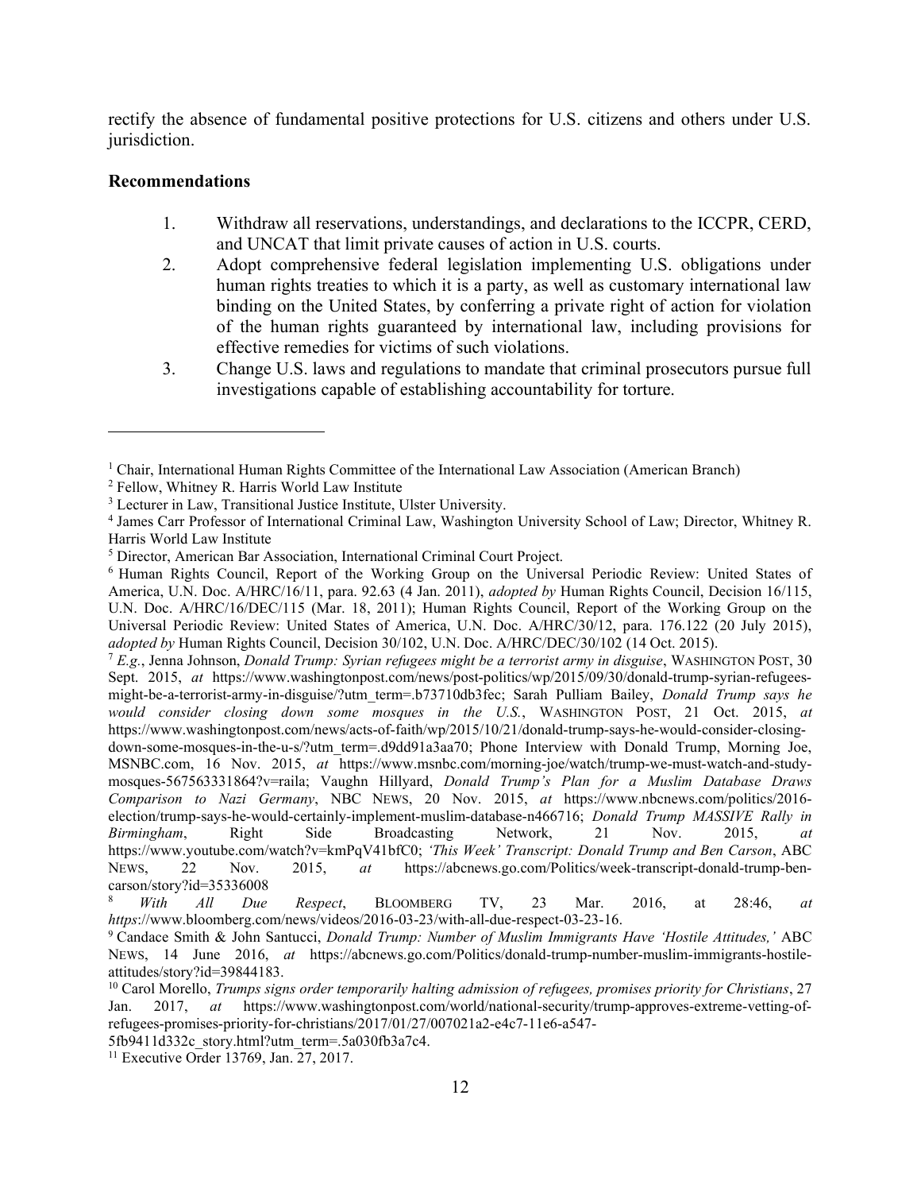rectify the absence of fundamental positive protections for U.S. citizens and others under U.S. jurisdiction.

**Recommendations**

1. Withdraw all reservations, understandings, and declarations to the ICCPR, CERD, and UNCAT that limit private causes of action in U.S. courts.
2. Adopt comprehensive federal legislation implementing U.S. obligations under human rights treaties to which it is a party, as well as customary international law binding on the United States, by conferring a private right of action for violation of the human rights guaranteed by international law, including provisions for effective remedies for victims of such violations.
3. Change U.S. laws and regulations to mandate that criminal prosecutors pursue full investigations capable of establishing accountability for torture.

---

[1] Chair, International Human Rights Committee of the International Law Association (American Branch)

[2] Fellow, Whitney R. Harris World Law Institute

[3] Lecturer in Law, Transitional Justice Institute, Ulster University.

[4] James Carr Professor of International Criminal Law, Washington University School of Law; Director, Whitney R. Harris World Law Institute

[5] Director, American Bar Association, International Criminal Court Project.

[6] Human Rights Council, Report of the Working Group on the Universal Periodic Review: United States of America, U.N. Doc. A/HRC/16/11, para. 92.63 (4 Jan. 2011), *adopted by* Human Rights Council, Decision 16/115, U.N. Doc. A/HRC/16/DEC/115 (Mar. 18, 2011); Human Rights Council, Report of the Working Group on the Universal Periodic Review: United States of America, U.N. Doc. A/HRC/30/12, para. 176.122 (20 July 2015), *adopted by* Human Rights Council, Decision 30/102, U.N. Doc. A/HRC/DEC/30/102 (14 Oct. 2015).

[7] *E.g.*, Jenna Johnson, *Donald Trump: Syrian refugees might be a terrorist army in disguise*, WASHINGTON POST, 30 Sept. 2015, *at* https://www.washingtonpost.com/news/post-politics/wp/2015/09/30/donald-trump-syrian-refugees-might-be-a-terrorist-army-in-disguise/?utm_term=.b73710db3fec; Sarah Pulliam Bailey, *Donald Trump says he would consider closing down some mosques in the U.S.*, WASHINGTON POST, 21 Oct. 2015, *at* https://www.washingtonpost.com/news/acts-of-faith/wp/2015/10/21/donald-trump-says-he-would-consider-closing-down-some-mosques-in-the-u-s/?utm_term=.d9dd91a3aa70; Phone Interview with Donald Trump, Morning Joe, MSNBC.com, 16 Nov. 2015, *at* https://www.msnbc.com/morning-joe/watch/trump-we-must-watch-and-study-mosques-567563331864?v=raila; Vaughn Hillyard, *Donald Trump's Plan for a Muslim Database Draws Comparison to Nazi Germany*, NBC NEWS, 20 Nov. 2015, *at* https://www.nbcnews.com/politics/2016-election/trump-says-he-would-certainly-implement-muslim-database-n466716; *Donald Trump MASSIVE Rally in Birmingham*, Right Side Broadcasting Network, 21 Nov. 2015, *at* https://www.youtube.com/watch?v=kmPqV41bfC0; *'This Week' Transcript: Donald Trump and Ben Carson*, ABC NEWS, 22 Nov. 2015, *at* https://abcnews.go.com/Politics/week-transcript-donald-trump-ben-carson/story?id=35336008

[8] *With All Due Respect*, BLOOMBERG TV, 23 Mar. 2016, at 28:46, *at https*://www.bloomberg.com/news/videos/2016-03-23/with-all-due-respect-03-23-16.

[9] Candace Smith & John Santucci, *Donald Trump: Number of Muslim Immigrants Have 'Hostile Attitudes,'* ABC NEWS, 14 June 2016, *at* https://abcnews.go.com/Politics/donald-trump-number-muslim-immigrants-hostile-attitudes/story?id=39844183.

[10] Carol Morello, *Trumps signs order temporarily halting admission of refugees, promises priority for Christians*, 27 Jan. 2017, *at* https://www.washingtonpost.com/world/national-security/trump-approves-extreme-vetting-of-refugees-promises-priority-for-christians/2017/01/27/007021a2-e4c7-11e6-a547-5fb9411d332c_story.html?utm_term=.5a030fb3a7c4.

[11] Executive Order 13769, Jan. 27, 2017.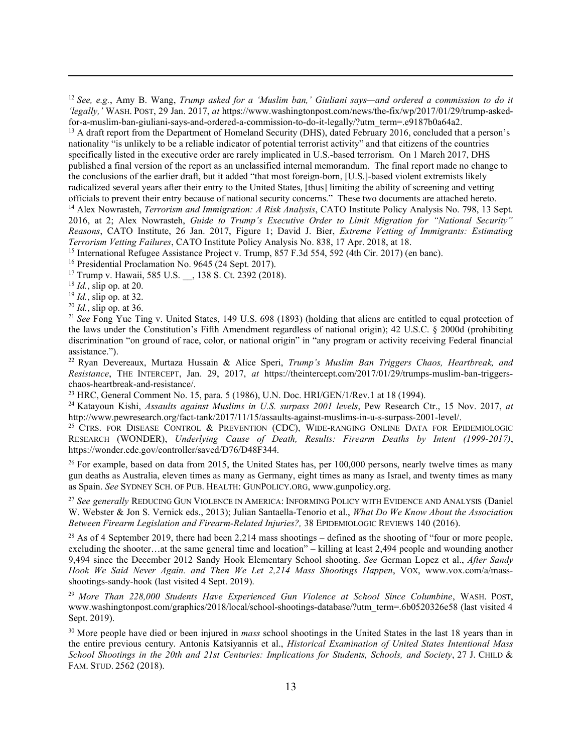[12] *See, e.g.*, Amy B. Wang, *Trump asked for a 'Muslim ban,' Giuliani says—and ordered a commission to do it 'legally,'* WASH. POST, 29 Jan. 2017, *at* https://www.washingtonpost.com/news/the-fix/wp/2017/01/29/trump-asked-for-a-muslim-ban-giuliani-says-and-ordered-a-commission-to-do-it-legally/?utm_term=.e9187b0a64a2.

[13] A draft report from the Department of Homeland Security (DHS), dated February 2016, concluded that a person's nationality "is unlikely to be a reliable indicator of potential terrorist activity" and that citizens of the countries specifically listed in the executive order are rarely implicated in U.S.-based terrorism. On 1 March 2017, DHS published a final version of the report as an unclassified internal memorandum. The final report made no change to the conclusions of the earlier draft, but it added "that most foreign-born, [U.S.]-based violent extremists likely radicalized several years after their entry to the United States, [thus] limiting the ability of screening and vetting officials to prevent their entry because of national security concerns." These two documents are attached hereto.

[14] Alex Nowrasteh, *Terrorism and Immigration: A Risk Analysis*, CATO Institute Policy Analysis No. 798, 13 Sept. 2016, at 2; Alex Nowrasteh, *Guide to Trump's Executive Order to Limit Migration for "National Security" Reasons*, CATO Institute, 26 Jan. 2017, Figure 1; David J. Bier, *Extreme Vetting of Immigrants: Estimating Terrorism Vetting Failures*, CATO Institute Policy Analysis No. 838, 17 Apr. 2018, at 18.

[15] International Refugee Assistance Project v. Trump, 857 F.3d 554, 592 (4th Cir. 2017) (en banc).

[16] Presidential Proclamation No. 9645 (24 Sept. 2017).

[17] Trump v. Hawaii, 585 U.S. __, 138 S. Ct. 2392 (2018).

[18] *Id.*, slip op. at 20.

[19] *Id.*, slip op. at 32.

[20] *Id.*, slip op. at 36.

[21] *See* Fong Yue Ting v. United States, 149 U.S. 698 (1893) (holding that aliens are entitled to equal protection of the laws under the Constitution's Fifth Amendment regardless of national origin); 42 U.S.C. § 2000d (prohibiting discrimination "on ground of race, color, or national origin" in "any program or activity receiving Federal financial assistance.").

[22] Ryan Devereaux, Murtaza Hussain & Alice Speri, *Trump's Muslim Ban Triggers Chaos, Heartbreak, and Resistance*, THE INTERCEPT, Jan. 29, 2017, *at* https://theintercept.com/2017/01/29/trumps-muslim-ban-triggers-chaos-heartbreak-and-resistance/.

[23] HRC, General Comment No. 15, para. 5 (1986), U.N. Doc. HRI/GEN/1/Rev.1 at 18 (1994).

[24] Katayoun Kishi, *Assaults against Muslims in U.S. surpass 2001 levels*, Pew Research Ctr., 15 Nov. 2017, *at* http://www.pewresearch.org/fact-tank/2017/11/15/assaults-against-muslims-in-u-s-surpass-2001-level/.

[25] CTRS. FOR DISEASE CONTROL & PREVENTION (CDC), WIDE-RANGING ONLINE DATA FOR EPIDEMIOLOGIC RESEARCH (WONDER), *Underlying Cause of Death, Results: Firearm Deaths by Intent (1999-2017)*, https://wonder.cdc.gov/controller/saved/D76/D48F344.

[26] For example, based on data from 2015, the United States has, per 100,000 persons, nearly twelve times as many gun deaths as Australia, eleven times as many as Germany, eight times as many as Israel, and twenty times as many as Spain. *See* SYDNEY SCH. OF PUB. HEALTH: GUNPOLICY.ORG, www.gunpolicy.org.

[27] *See generally* REDUCING GUN VIOLENCE IN AMERICA: INFORMING POLICY WITH EVIDENCE AND ANALYSIS (Daniel W. Webster & Jon S. Vernick eds., 2013); Julian Santaella-Tenorio et al., *What Do We Know About the Association Between Firearm Legislation and Firearm-Related Injuries?,* 38 EPIDEMIOLOGIC REVIEWS 140 (2016).

[28] As of 4 September 2019, there had been 2,214 mass shootings – defined as the shooting of "four or more people, excluding the shooter…at the same general time and location" – killing at least 2,494 people and wounding another 9,494 since the December 2012 Sandy Hook Elementary School shooting. *See* German Lopez et al., *After Sandy Hook We Said Never Again. and Then We Let 2,214 Mass Shootings Happen*, VOX, www.vox.com/a/mass-shootings-sandy-hook (last visited 4 Sept. 2019).

[29] *More Than 228,000 Students Have Experienced Gun Violence at School Since Columbine*, WASH. POST, www.washingtonpost.com/graphics/2018/local/school-shootings-database/?utm_term=.6b0520326e58 (last visited 4 Sept. 2019).

[30] More people have died or been injured in *mass* school shootings in the United States in the last 18 years than in the entire previous century. Antonis Katsiyannis et al., *Historical Examination of United States Intentional Mass School Shootings in the 20th and 21st Centuries: Implications for Students, Schools, and Society*, 27 J. CHILD & FAM. STUD. 2562 (2018).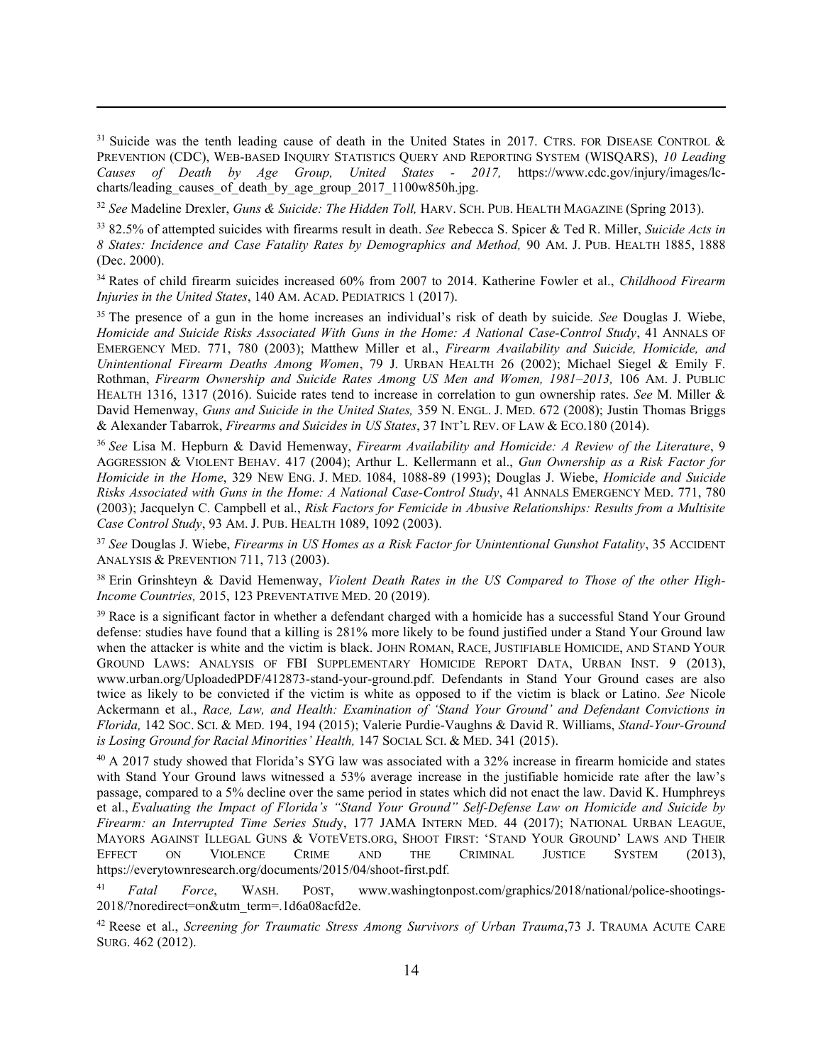[31] Suicide was the tenth leading cause of death in the United States in 2017. CTRS. FOR DISEASE CONTROL & PREVENTION (CDC), WEB-BASED INQUIRY STATISTICS QUERY AND REPORTING SYSTEM (WISQARS), *10 Leading Causes of Death by Age Group, United States - 2017,* https://www.cdc.gov/injury/images/lc-charts/leading_causes_of_death_by_age_group_2017_1100w850h.jpg.

[32] *See* Madeline Drexler, *Guns & Suicide: The Hidden Toll,* HARV. SCH. PUB. HEALTH MAGAZINE (Spring 2013).

[33] 82.5% of attempted suicides with firearms result in death. *See* Rebecca S. Spicer & Ted R. Miller, *Suicide Acts in 8 States: Incidence and Case Fatality Rates by Demographics and Method,* 90 AM. J. PUB. HEALTH 1885, 1888 (Dec. 2000).

[34] Rates of child firearm suicides increased 60% from 2007 to 2014. Katherine Fowler et al., *Childhood Firearm Injuries in the United States*, 140 AM. ACAD. PEDIATRICS 1 (2017).

[35] The presence of a gun in the home increases an individual's risk of death by suicide. *See* Douglas J. Wiebe, *Homicide and Suicide Risks Associated With Guns in the Home: A National Case-Control Study*, 41 ANNALS OF EMERGENCY MED. 771, 780 (2003); Matthew Miller et al., *Firearm Availability and Suicide, Homicide, and Unintentional Firearm Deaths Among Women*, 79 J. URBAN HEALTH 26 (2002); Michael Siegel & Emily F. Rothman, *Firearm Ownership and Suicide Rates Among US Men and Women, 1981–2013,* 106 AM. J. PUBLIC HEALTH 1316, 1317 (2016). Suicide rates tend to increase in correlation to gun ownership rates. *See* M. Miller & David Hemenway, *Guns and Suicide in the United States,* 359 N. ENGL. J. MED. 672 (2008); Justin Thomas Briggs & Alexander Tabarrok, *Firearms and Suicides in US States*, 37 INT'L REV. OF LAW & ECO.180 (2014).

[36] *See* Lisa M. Hepburn & David Hemenway, *Firearm Availability and Homicide: A Review of the Literature*, 9 AGGRESSION & VIOLENT BEHAV. 417 (2004); Arthur L. Kellermann et al., *Gun Ownership as a Risk Factor for Homicide in the Home*, 329 NEW ENG. J. MED. 1084, 1088-89 (1993); Douglas J. Wiebe, *Homicide and Suicide Risks Associated with Guns in the Home: A National Case-Control Study*, 41 ANNALS EMERGENCY MED. 771, 780 (2003); Jacquelyn C. Campbell et al., *Risk Factors for Femicide in Abusive Relationships: Results from a Multisite Case Control Study*, 93 AM. J. PUB. HEALTH 1089, 1092 (2003).

[37] *See* Douglas J. Wiebe, *Firearms in US Homes as a Risk Factor for Unintentional Gunshot Fatality*, 35 ACCIDENT ANALYSIS & PREVENTION 711, 713 (2003).

[38] Erin Grinshteyn & David Hemenway, *Violent Death Rates in the US Compared to Those of the other High-Income Countries,* 2015, 123 PREVENTATIVE MED. 20 (2019).

[39] Race is a significant factor in whether a defendant charged with a homicide has a successful Stand Your Ground defense: studies have found that a killing is 281% more likely to be found justified under a Stand Your Ground law when the attacker is white and the victim is black. JOHN ROMAN, RACE, JUSTIFIABLE HOMICIDE, AND STAND YOUR GROUND LAWS: ANALYSIS OF FBI SUPPLEMENTARY HOMICIDE REPORT DATA, URBAN INST. 9 (2013), www.urban.org/UploadedPDF/412873-stand-your-ground.pdf. Defendants in Stand Your Ground cases are also twice as likely to be convicted if the victim is white as opposed to if the victim is black or Latino. *See* Nicole Ackermann et al., *Race, Law, and Health: Examination of 'Stand Your Ground' and Defendant Convictions in Florida,* 142 SOC. SCI. & MED. 194, 194 (2015); Valerie Purdie-Vaughns & David R. Williams, *Stand-Your-Ground is Losing Ground for Racial Minorities' Health,* 147 SOCIAL SCI. & MED. 341 (2015).

[40] A 2017 study showed that Florida's SYG law was associated with a 32% increase in firearm homicide and states with Stand Your Ground laws witnessed a 53% average increase in the justifiable homicide rate after the law's passage, compared to a 5% decline over the same period in states which did not enact the law. David K. Humphreys et al., *Evaluating the Impact of Florida's "Stand Your Ground" Self-Defense Law on Homicide and Suicide by Firearm: an Interrupted Time Series Study*, 177 JAMA INTERN MED. 44 (2017); NATIONAL URBAN LEAGUE, MAYORS AGAINST ILLEGAL GUNS & VOTEVETS.ORG, SHOOT FIRST: 'STAND YOUR GROUND' LAWS AND THEIR EFFECT ON VIOLENCE CRIME AND THE CRIMINAL JUSTICE SYSTEM (2013), https://everytownresearch.org/documents/2015/04/shoot-first.pdf.

[41] *Fatal Force*, WASH. POST, www.washingtonpost.com/graphics/2018/national/police-shootings-2018/?noredirect=on&utm_term=.1d6a08acfd2e.

[42] Reese et al., *Screening for Traumatic Stress Among Survivors of Urban Trauma*,73 J. TRAUMA ACUTE CARE SURG. 462 (2012).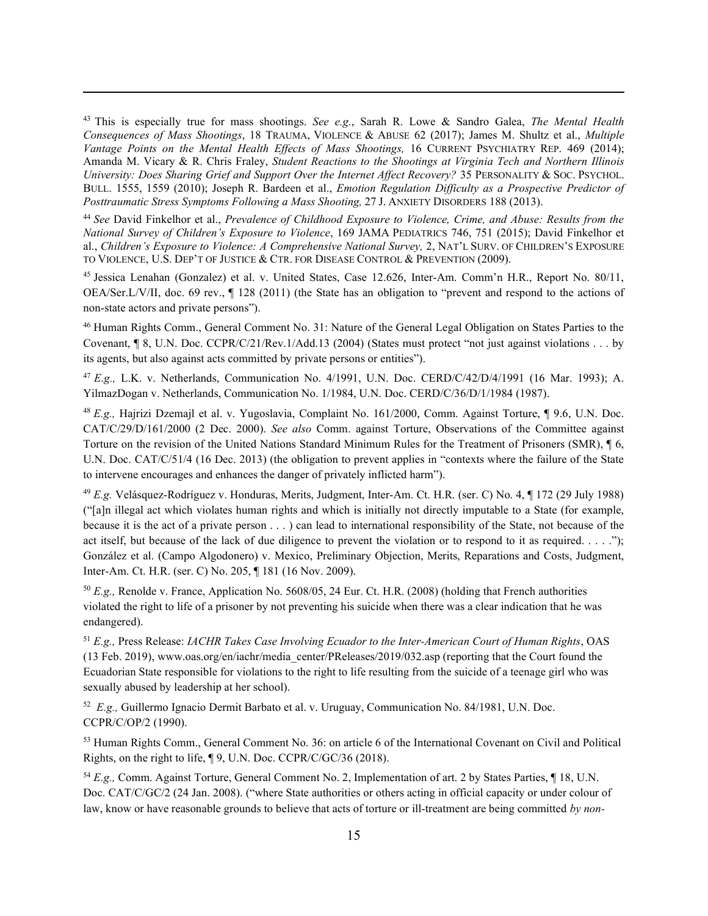[43] This is especially true for mass shootings. *See e.g.*, Sarah R. Lowe & Sandro Galea, *The Mental Health Consequences of Mass Shootings*, 18 TRAUMA, VIOLENCE & ABUSE 62 (2017); James M. Shultz et al., *Multiple Vantage Points on the Mental Health Effects of Mass Shootings,* 16 CURRENT PSYCHIATRY REP. 469 (2014); Amanda M. Vicary & R. Chris Fraley, *Student Reactions to the Shootings at Virginia Tech and Northern Illinois University: Does Sharing Grief and Support Over the Internet Affect Recovery?* 35 PERSONALITY & SOC. PSYCHOL. BULL. 1555, 1559 (2010); Joseph R. Bardeen et al., *Emotion Regulation Difficulty as a Prospective Predictor of Posttraumatic Stress Symptoms Following a Mass Shooting,* 27 J. ANXIETY DISORDERS 188 (2013).

[44] *See* David Finkelhor et al., *Prevalence of Childhood Exposure to Violence, Crime, and Abuse: Results from the National Survey of Children's Exposure to Violence*, 169 JAMA PEDIATRICS 746, 751 (2015); David Finkelhor et al., *Children's Exposure to Violence: A Comprehensive National Survey,* 2, NAT'L SURV. OF CHILDREN'S EXPOSURE TO VIOLENCE, U.S. DEP'T OF JUSTICE & CTR. FOR DISEASE CONTROL & PREVENTION (2009).

[45] Jessica Lenahan (Gonzalez) et al. v. United States, Case 12.626, Inter-Am. Comm'n H.R., Report No. 80/11, OEA/Ser.L/V/II, doc. 69 rev., ¶ 128 (2011) (the State has an obligation to "prevent and respond to the actions of non-state actors and private persons").

[46] Human Rights Comm., General Comment No. 31: Nature of the General Legal Obligation on States Parties to the Covenant, ¶ 8, U.N. Doc. CCPR/C/21/Rev.1/Add.13 (2004) (States must protect "not just against violations . . . by its agents, but also against acts committed by private persons or entities").

[47] *E.g.,* L.K. v. Netherlands, Communication No. 4/1991, U.N. Doc. CERD/C/42/D/4/1991 (16 Mar. 1993); A. YilmazDogan v. Netherlands, Communication No. 1/1984, U.N. Doc. CERD/C/36/D/1/1984 (1987).

[48] *E.g.,* Hajrizi Dzemajl et al. v. Yugoslavia, Complaint No. 161/2000, Comm. Against Torture, ¶ 9.6, U.N. Doc. CAT/C/29/D/161/2000 (2 Dec. 2000). *See also* Comm. against Torture, Observations of the Committee against Torture on the revision of the United Nations Standard Minimum Rules for the Treatment of Prisoners (SMR), ¶ 6, U.N. Doc. CAT/C/51/4 (16 Dec. 2013) (the obligation to prevent applies in "contexts where the failure of the State to intervene encourages and enhances the danger of privately inflicted harm").

[49] *E.g.* Velásquez-Rodríguez v. Honduras, Merits, Judgment, Inter-Am. Ct. H.R. (ser. C) No. 4, ¶ 172 (29 July 1988) ("[a]n illegal act which violates human rights and which is initially not directly imputable to a State (for example, because it is the act of a private person . . . ) can lead to international responsibility of the State, not because of the act itself, but because of the lack of due diligence to prevent the violation or to respond to it as required. . . . ."); González et al. (Campo Algodonero) v. Mexico, Preliminary Objection, Merits, Reparations and Costs, Judgment, Inter-Am. Ct. H.R. (ser. C) No. 205, ¶ 181 (16 Nov. 2009).

[50] *E.g.,* Renolde v. France, Application No. 5608/05, 24 Eur. Ct. H.R. (2008) (holding that French authorities violated the right to life of a prisoner by not preventing his suicide when there was a clear indication that he was endangered).

[51] *E.g.,* Press Release: *IACHR Takes Case Involving Ecuador to the Inter-American Court of Human Rights*, OAS (13 Feb. 2019), www.oas.org/en/iachr/media_center/PReleases/2019/032.asp (reporting that the Court found the Ecuadorian State responsible for violations to the right to life resulting from the suicide of a teenage girl who was sexually abused by leadership at her school).

[52] *E.g.,* Guillermo Ignacio Dermit Barbato et al. v. Uruguay, Communication No. 84/1981, U.N. Doc. CCPR/C/OP/2 (1990).

[53] Human Rights Comm., General Comment No. 36: on article 6 of the International Covenant on Civil and Political Rights, on the right to life, ¶ 9, U.N. Doc. CCPR/C/GC/36 (2018).

[54] *E.g.,* Comm. Against Torture, General Comment No. 2, Implementation of art. 2 by States Parties, ¶ 18, U.N. Doc. CAT/C/GC/2 (24 Jan. 2008). ("where State authorities or others acting in official capacity or under colour of law, know or have reasonable grounds to believe that acts of torture or ill-treatment are being committed *by non-*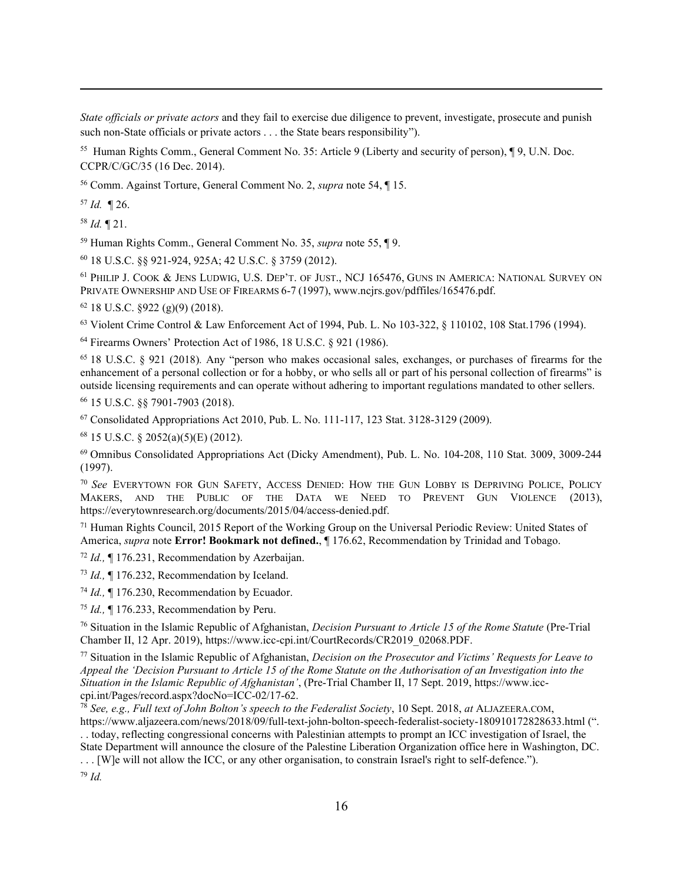*State officials or private actors* and they fail to exercise due diligence to prevent, investigate, prosecute and punish such non-State officials or private actors . . . the State bears responsibility").

[55] Human Rights Comm., General Comment No. 35: Article 9 (Liberty and security of person), ¶ 9, U.N. Doc. CCPR/C/GC/35 (16 Dec. 2014).

[56] Comm. Against Torture, General Comment No. 2, *supra* note 54, ¶ 15.

[57] *Id.* ¶ 26.

[58] *Id.* ¶ 21.

[59] Human Rights Comm., General Comment No. 35, *supra* note 55, ¶ 9.

[60] 18 U.S.C. §§ 921-924, 925A; 42 U.S.C. § 3759 (2012).

[61] PHILIP J. COOK & JENS LUDWIG, U.S. DEP'T. OF JUST., NCJ 165476, GUNS IN AMERICA: NATIONAL SURVEY ON PRIVATE OWNERSHIP AND USE OF FIREARMS 6-7 (1997), www.ncjrs.gov/pdffiles/165476.pdf.

[62] 18 U.S.C. §922 (g)(9) (2018).

[63] Violent Crime Control & Law Enforcement Act of 1994, Pub. L. No 103-322, § 110102, 108 Stat.1796 (1994).

[64] Firearms Owners' Protection Act of 1986, 18 U.S.C. § 921 (1986).

[65] 18 U.S.C. § 921 (2018). Any "person who makes occasional sales, exchanges, or purchases of firearms for the enhancement of a personal collection or for a hobby, or who sells all or part of his personal collection of firearms" is outside licensing requirements and can operate without adhering to important regulations mandated to other sellers.

[66] 15 U.S.C. §§ 7901-7903 (2018).

[67] Consolidated Appropriations Act 2010, Pub. L. No. 111-117, 123 Stat. 3128-3129 (2009).

[68] 15 U.S.C. § 2052(a)(5)(E) (2012).

[69] Omnibus Consolidated Appropriations Act (Dicky Amendment), Pub. L. No. 104-208, 110 Stat. 3009, 3009-244 (1997).

[70] *See* EVERYTOWN FOR GUN SAFETY, ACCESS DENIED: HOW THE GUN LOBBY IS DEPRIVING POLICE, POLICY MAKERS, AND THE PUBLIC OF THE DATA WE NEED TO PREVENT GUN VIOLENCE (2013), https://everytownresearch.org/documents/2015/04/access-denied.pdf.

[71] Human Rights Council, 2015 Report of the Working Group on the Universal Periodic Review: United States of America, *supra* note **Error! Bookmark not defined.**, ¶ 176.62, Recommendation by Trinidad and Tobago.

[72] *Id.,* ¶ 176.231, Recommendation by Azerbaijan.

[73] *Id.,* ¶ 176.232, Recommendation by Iceland.

[74] *Id.,* ¶ 176.230, Recommendation by Ecuador.

[75] *Id.,* ¶ 176.233, Recommendation by Peru.

[76] Situation in the Islamic Republic of Afghanistan, *Decision Pursuant to Article 15 of the Rome Statute* (Pre-Trial Chamber II, 12 Apr. 2019), https://www.icc-cpi.int/CourtRecords/CR2019_02068.PDF.

[77] Situation in the Islamic Republic of Afghanistan, *Decision on the Prosecutor and Victims' Requests for Leave to Appeal the 'Decision Pursuant to Article 15 of the Rome Statute on the Authorisation of an Investigation into the Situation in the Islamic Republic of Afghanistan'*, (Pre-Trial Chamber II, 17 Sept. 2019, https://www.icc-cpi.int/Pages/record.aspx?docNo=ICC-02/17-62.

[78] *See, e.g., Full text of John Bolton's speech to the Federalist Society*, 10 Sept. 2018, *at* ALJAZEERA.COM, https://www.aljazeera.com/news/2018/09/full-text-john-bolton-speech-federalist-society-180910172828633.html (". . . today, reflecting congressional concerns with Palestinian attempts to prompt an ICC investigation of Israel, the State Department will announce the closure of the Palestine Liberation Organization office here in Washington, DC. . . . [W]e will not allow the ICC, or any other organisation, to constrain Israel's right to self-defence.").

[79] *Id.*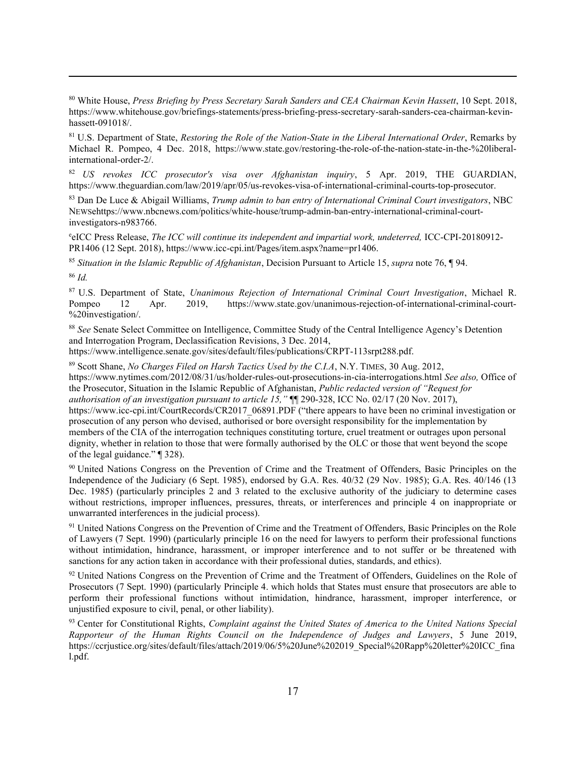[80] White House, *Press Briefing by Press Secretary Sarah Sanders and CEA Chairman Kevin Hassett*, 10 Sept. 2018, https://www.whitehouse.gov/briefings-statements/press-briefing-press-secretary-sarah-sanders-cea-chairman-kevin-hassett-091018/.

[81] U.S. Department of State, *Restoring the Role of the Nation-State in the Liberal International Order*, Remarks by Michael R. Pompeo, 4 Dec. 2018, https://www.state.gov/restoring-the-role-of-the-nation-state-in-the-%20liberal-international-order-2/.

[82] *US revokes ICC prosecutor's visa over Afghanistan inquiry*, 5 Apr. 2019, THE GUARDIAN, https://www.theguardian.com/law/2019/apr/05/us-revokes-visa-of-international-criminal-courts-top-prosecutor.

[83] Dan De Luce & Abigail Williams, *Trump admin to ban entry of International Criminal Court investigators*, NBC NEWSehttps://www.nbcnews.com/politics/white-house/trump-admin-ban-entry-international-criminal-court-investigators-n983766.

[e]eICC Press Release, *The ICC will continue its independent and impartial work, undeterred,* ICC-CPI-20180912-PR1406 (12 Sept. 2018), https://www.icc-cpi.int/Pages/item.aspx?name=pr1406.

[85] *Situation in the Islamic Republic of Afghanistan*, Decision Pursuant to Article 15, *supra* note 76, ¶ 94.

[86] *Id.*

[87] U.S. Department of State, *Unanimous Rejection of International Criminal Court Investigation*, Michael R. Pompeo 12 Apr. 2019, https://www.state.gov/unanimous-rejection-of-international-criminal-court-%20investigation/.

[88] *See* Senate Select Committee on Intelligence, Committee Study of the Central Intelligence Agency's Detention and Interrogation Program, Declassification Revisions, 3 Dec. 2014, https://www.intelligence.senate.gov/sites/default/files/publications/CRPT-113srpt288.pdf.

[89] Scott Shane, *No Charges Filed on Harsh Tactics Used by the C.I.A*, N.Y. TIMES, 30 Aug. 2012, https://www.nytimes.com/2012/08/31/us/holder-rules-out-prosecutions-in-cia-interrogations.html *See also,* Office of the Prosecutor, Situation in the Islamic Republic of Afghanistan, *Public redacted version of "Request for authorisation of an investigation pursuant to article 15,"* ¶¶ 290-328, ICC No. 02/17 (20 Nov. 2017), https://www.icc-cpi.int/CourtRecords/CR2017_06891.PDF ("there appears to have been no criminal investigation or prosecution of any person who devised, authorised or bore oversight responsibility for the implementation by members of the CIA of the interrogation techniques constituting torture, cruel treatment or outrages upon personal dignity, whether in relation to those that were formally authorised by the OLC or those that went beyond the scope of the legal guidance." ¶ 328).

[90] United Nations Congress on the Prevention of Crime and the Treatment of Offenders, Basic Principles on the Independence of the Judiciary (6 Sept. 1985), endorsed by G.A. Res. 40/32 (29 Nov. 1985); G.A. Res. 40/146 (13 Dec. 1985) (particularly principles 2 and 3 related to the exclusive authority of the judiciary to determine cases without restrictions, improper influences, pressures, threats, or interferences and principle 4 on inappropriate or unwarranted interferences in the judicial process).

[91] United Nations Congress on the Prevention of Crime and the Treatment of Offenders, Basic Principles on the Role of Lawyers (7 Sept. 1990) (particularly principle 16 on the need for lawyers to perform their professional functions without intimidation, hindrance, harassment, or improper interference and to not suffer or be threatened with sanctions for any action taken in accordance with their professional duties, standards, and ethics).

[92] United Nations Congress on the Prevention of Crime and the Treatment of Offenders, Guidelines on the Role of Prosecutors (7 Sept. 1990) (particularly Principle 4. which holds that States must ensure that prosecutors are able to perform their professional functions without intimidation, hindrance, harassment, improper interference, or unjustified exposure to civil, penal, or other liability).

[93] Center for Constitutional Rights, *Complaint against the United States of America to the United Nations Special Rapporteur of the Human Rights Council on the Independence of Judges and Lawyers*, 5 June 2019, https://ccrjustice.org/sites/default/files/attach/2019/06/5%20June%202019_Special%20Rapp%20letter%20ICC_final.pdf.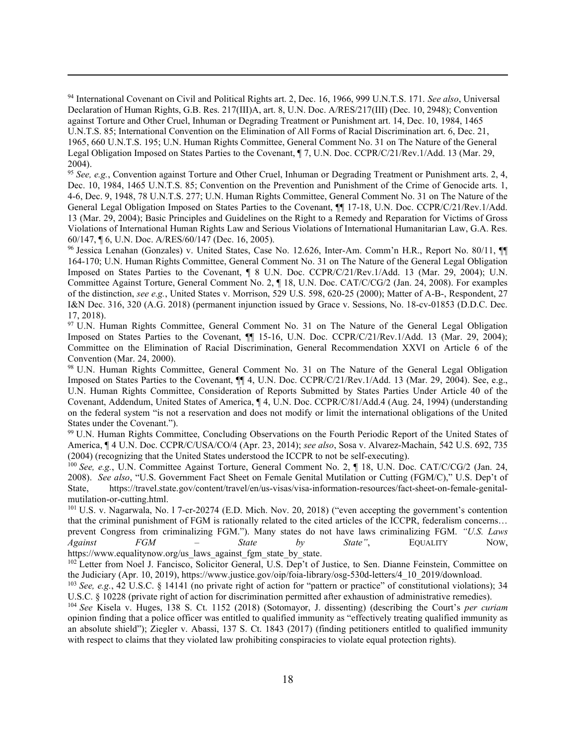[94] International Covenant on Civil and Political Rights art. 2, Dec. 16, 1966, 999 U.N.T.S. 171. *See also*, Universal Declaration of Human Rights, G.B. Res. 217(III)A, art. 8, U.N. Doc. A/RES/217(III) (Dec. 10, 2948); Convention against Torture and Other Cruel, Inhuman or Degrading Treatment or Punishment art. 14, Dec. 10, 1984, 1465 U.N.T.S. 85; International Convention on the Elimination of All Forms of Racial Discrimination art. 6, Dec. 21, 1965, 660 U.N.T.S. 195; U.N. Human Rights Committee, General Comment No. 31 on The Nature of the General Legal Obligation Imposed on States Parties to the Covenant, ¶ 7, U.N. Doc. CCPR/C/21/Rev.1/Add. 13 (Mar. 29, 2004).

[95] *See, e.g.*, Convention against Torture and Other Cruel, Inhuman or Degrading Treatment or Punishment arts. 2, 4, Dec. 10, 1984, 1465 U.N.T.S. 85; Convention on the Prevention and Punishment of the Crime of Genocide arts. 1, 4-6, Dec. 9, 1948, 78 U.N.T.S. 277; U.N. Human Rights Committee, General Comment No. 31 on The Nature of the General Legal Obligation Imposed on States Parties to the Covenant, ¶¶ 17-18, U.N. Doc. CCPR/C/21/Rev.1/Add. 13 (Mar. 29, 2004); Basic Principles and Guidelines on the Right to a Remedy and Reparation for Victims of Gross Violations of International Human Rights Law and Serious Violations of International Humanitarian Law, G.A. Res. 60/147, ¶ 6, U.N. Doc. A/RES/60/147 (Dec. 16, 2005).

[96] Jessica Lenahan (Gonzales) v. United States, Case No. 12.626, Inter-Am. Comm'n H.R., Report No. 80/11, ¶¶ 164-170; U.N. Human Rights Committee, General Comment No. 31 on The Nature of the General Legal Obligation Imposed on States Parties to the Covenant, ¶ 8 U.N. Doc. CCPR/C/21/Rev.1/Add. 13 (Mar. 29, 2004); U.N. Committee Against Torture, General Comment No. 2, ¶ 18, U.N. Doc. CAT/C/CG/2 (Jan. 24, 2008). For examples of the distinction, *see e.g.*, United States v. Morrison, 529 U.S. 598, 620-25 (2000); Matter of A-B-, Respondent, 27 I&N Dec. 316, 320 (A.G. 2018) (permanent injunction issued by Grace v. Sessions, No. 18-cv-01853 (D.D.C. Dec. 17, 2018).

[97] U.N. Human Rights Committee, General Comment No. 31 on The Nature of the General Legal Obligation Imposed on States Parties to the Covenant, ¶¶ 15-16, U.N. Doc. CCPR/C/21/Rev.1/Add. 13 (Mar. 29, 2004); Committee on the Elimination of Racial Discrimination, General Recommendation XXVI on Article 6 of the Convention (Mar. 24, 2000).

[98] U.N. Human Rights Committee, General Comment No. 31 on The Nature of the General Legal Obligation Imposed on States Parties to the Covenant, ¶¶ 4, U.N. Doc. CCPR/C/21/Rev.1/Add. 13 (Mar. 29, 2004). See, e.g., U.N. Human Rights Committee, Consideration of Reports Submitted by States Parties Under Article 40 of the Covenant, Addendum, United States of America, ¶ 4, U.N. Doc. CCPR/C/81/Add.4 (Aug. 24, 1994) (understanding on the federal system "is not a reservation and does not modify or limit the international obligations of the United States under the Covenant.").

[99] U.N. Human Rights Committee, Concluding Observations on the Fourth Periodic Report of the United States of America, ¶ 4 U.N. Doc. CCPR/C/USA/CO/4 (Apr. 23, 2014); *see also*, Sosa v. Alvarez-Machain, 542 U.S. 692, 735 (2004) (recognizing that the United States understood the ICCPR to not be self-executing).

[100] *See, e.g.*, U.N. Committee Against Torture, General Comment No. 2, ¶ 18, U.N. Doc. CAT/C/CG/2 (Jan. 24, 2008). *See also*, "U.S. Government Fact Sheet on Female Genital Mutilation or Cutting (FGM/C)," U.S. Dep't of State, https://travel.state.gov/content/travel/en/us-visas/visa-information-resources/fact-sheet-on-female-genital-mutilation-or-cutting.html.

[101] U.S. v. Nagarwala, No. l 7-cr-20274 (E.D. Mich. Nov. 20, 2018) ("even accepting the government's contention that the criminal punishment of FGM is rationally related to the cited articles of the ICCPR, federalism concerns… prevent Congress from criminalizing FGM."). Many states do not have laws criminalizing FGM. *"U.S. Laws Against FGM – State by State"*, EQUALITY NOW, https://www.equalitynow.org/us_laws_against_fgm_state_by_state.

[102] Letter from Noel J. Fancisco, Solicitor General, U.S. Dep't of Justice, to Sen. Dianne Feinstein, Committee on the Judiciary (Apr. 10, 2019), https://www.justice.gov/oip/foia-library/osg-530d-letters/4_10_2019/download.

[103] *See, e.g.*, 42 U.S.C. § 14141 (no private right of action for "pattern or practice" of constitutional violations); 34 U.S.C. § 10228 (private right of action for discrimination permitted after exhaustion of administrative remedies).

[104] *See* Kisela v. Huges, 138 S. Ct. 1152 (2018) (Sotomayor, J. dissenting) (describing the Court's *per curiam* opinion finding that a police officer was entitled to qualified immunity as "effectively treating qualified immunity as an absolute shield"); Ziegler v. Abassi, 137 S. Ct. 1843 (2017) (finding petitioners entitled to qualified immunity with respect to claims that they violated law prohibiting conspiracies to violate equal protection rights).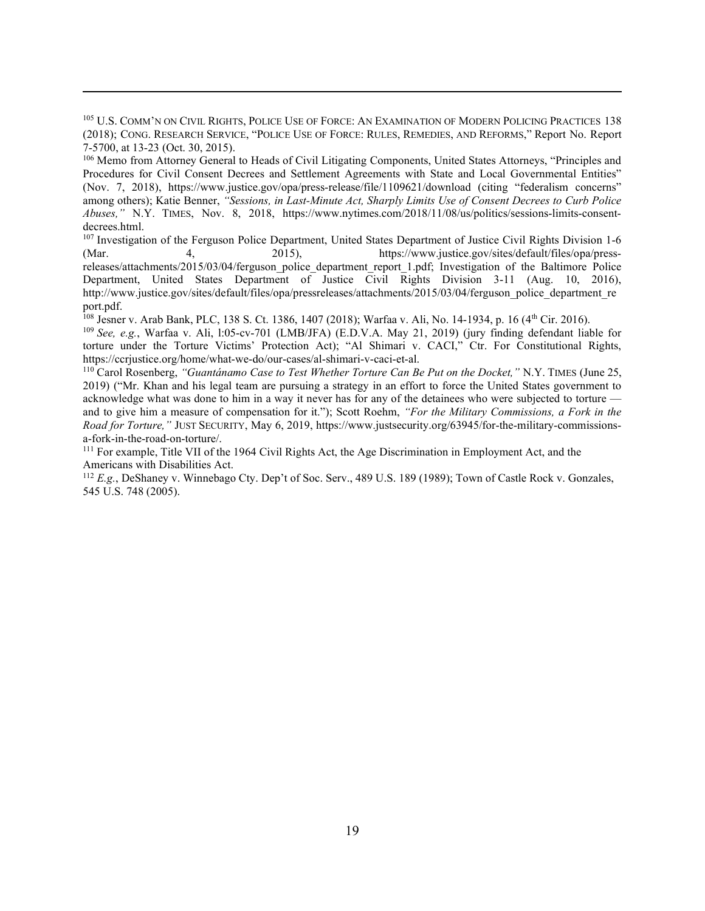[105] U.S. COMM'N ON CIVIL RIGHTS, POLICE USE OF FORCE: AN EXAMINATION OF MODERN POLICING PRACTICES 138 (2018); CONG. RESEARCH SERVICE, "POLICE USE OF FORCE: RULES, REMEDIES, AND REFORMS," Report No. Report 7-5700, at 13-23 (Oct. 30, 2015).

[106] Memo from Attorney General to Heads of Civil Litigating Components, United States Attorneys, "Principles and Procedures for Civil Consent Decrees and Settlement Agreements with State and Local Governmental Entities" (Nov. 7, 2018), https://www.justice.gov/opa/press-release/file/1109621/download (citing "federalism concerns" among others); Katie Benner, *"Sessions, in Last-Minute Act, Sharply Limits Use of Consent Decrees to Curb Police Abuses,"* N.Y. TIMES, Nov. 8, 2018, https://www.nytimes.com/2018/11/08/us/politics/sessions-limits-consent-decrees.html.

[107] Investigation of the Ferguson Police Department, United States Department of Justice Civil Rights Division 1-6 (Mar. 4, 2015), https://www.justice.gov/sites/default/files/opa/press-releases/attachments/2015/03/04/ferguson_police_department_report_1.pdf; Investigation of the Baltimore Police Department, United States Department of Justice Civil Rights Division 3-11 (Aug. 10, 2016), http://www.justice.gov/sites/default/files/opa/pressreleases/attachments/2015/03/04/ferguson_police_department_report.pdf.

[108] Jesner v. Arab Bank, PLC, 138 S. Ct. 1386, 1407 (2018); Warfaa v. Ali, No. 14-1934, p. 16 (4th Cir. 2016).

[109] *See, e.g.*, Warfaa v. Ali, l:05-cv-701 (LMB/JFA) (E.D.V.A. May 21, 2019) (jury finding defendant liable for torture under the Torture Victims' Protection Act); "Al Shimari v. CACI," Ctr. For Constitutional Rights, https://ccrjustice.org/home/what-we-do/our-cases/al-shimari-v-caci-et-al.

[110] Carol Rosenberg, *"Guantánamo Case to Test Whether Torture Can Be Put on the Docket,"* N.Y. TIMES (June 25, 2019) ("Mr. Khan and his legal team are pursuing a strategy in an effort to force the United States government to acknowledge what was done to him in a way it never has for any of the detainees who were subjected to torture — and to give him a measure of compensation for it."); Scott Roehm, *"For the Military Commissions, a Fork in the Road for Torture,"* JUST SECURITY, May 6, 2019, https://www.justsecurity.org/63945/for-the-military-commissions-a-fork-in-the-road-on-torture/.

[111] For example, Title VII of the 1964 Civil Rights Act, the Age Discrimination in Employment Act, and the Americans with Disabilities Act.

[112] *E.g.*, DeShaney v. Winnebago Cty. Dep't of Soc. Serv., 489 U.S. 189 (1989); Town of Castle Rock v. Gonzales, 545 U.S. 748 (2005).